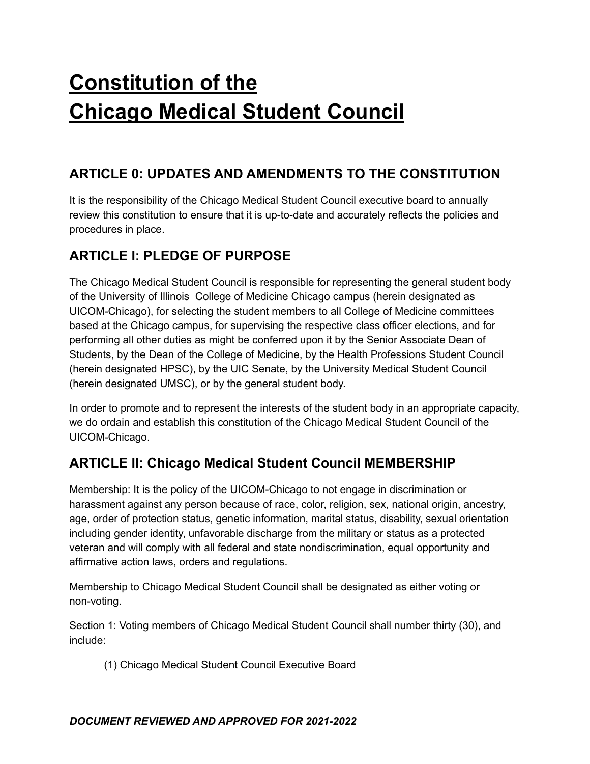# Constitution of the Chicago Medical Student Council

## ARTICLE 0: UPDATES AND AMENDMENTS TO THE CONSTITUTION

It is the responsibility of the Chicago Medical Student Council executive board to annually review this constitution to ensure that it is up-to-date and accurately reflects the policies and procedures in place.

## ARTICLE I: PLEDGE OF PURPOSE

The Chicago Medical Student Council is responsible for representing the general student body of the University of Illinois College of Medicine Chicago campus (herein designated as UICOM-Chicago), for selecting the student members to all College of Medicine committees based at the Chicago campus, for supervising the respective class officer elections, and for performing all other duties as might be conferred upon it by the Senior Associate Dean of Students, by the Dean of the College of Medicine, by the Health Professions Student Council (herein designated HPSC), by the UIC Senate, by the University Medical Student Council (herein designated UMSC), or by the general student body.

In order to promote and to represent the interests of the student body in an appropriate capacity, we do ordain and establish this constitution of the Chicago Medical Student Council of the UICOM-Chicago.

## ARTICLE II: Chicago Medical Student Council MEMBERSHIP

Membership: It is the policy of the UICOM-Chicago to not engage in discrimination or harassment against any person because of race, color, religion, sex, national origin, ancestry, age, order of protection status, genetic information, marital status, disability, sexual orientation including gender identity, unfavorable discharge from the military or status as a protected veteran and will comply with all federal and state nondiscrimination, equal opportunity and affirmative action laws, orders and regulations.

Membership to Chicago Medical Student Council shall be designated as either voting or non-voting.

Section 1: Voting members of Chicago Medical Student Council shall number thirty (30), and include:

(1) Chicago Medical Student Council Executive Board

***DOCUMENT REVIEWED AND APPROVED FOR 2021-2022***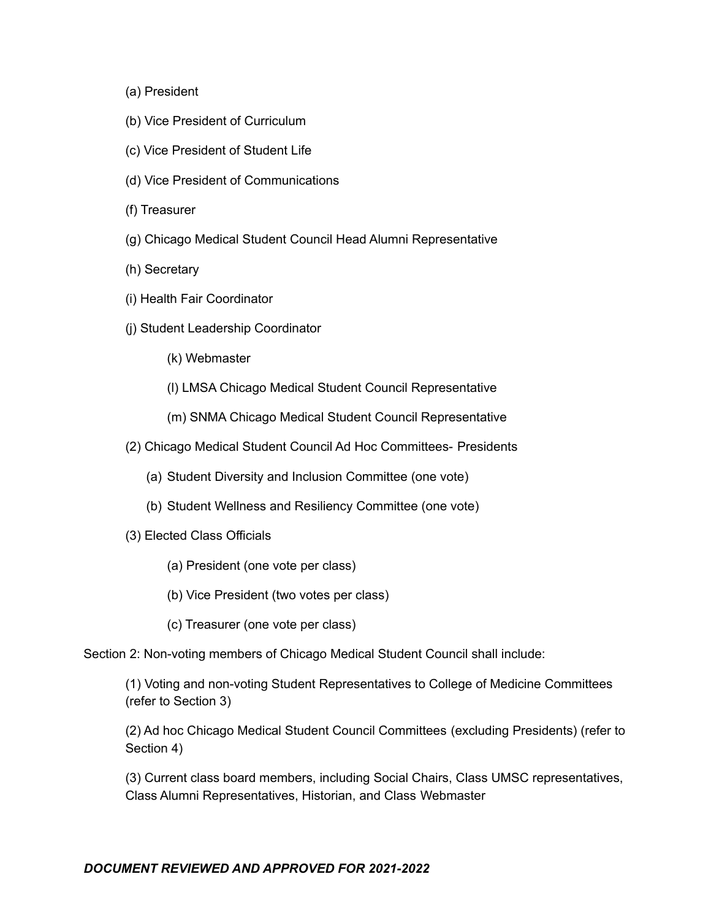(a) President

(b) Vice President of Curriculum

(c) Vice President of Student Life

(d) Vice President of Communications

(f) Treasurer

(g) Chicago Medical Student Council Head Alumni Representative

(h) Secretary

(i) Health Fair Coordinator

(j) Student Leadership Coordinator

(k) Webmaster

(l) LMSA Chicago Medical Student Council Representative

(m) SNMA Chicago Medical Student Council Representative

(2) Chicago Medical Student Council Ad Hoc Committees- Presidents

(a) Student Diversity and Inclusion Committee (one vote)

(b) Student Wellness and Resiliency Committee (one vote)

(3) Elected Class Officials

(a) President (one vote per class)

(b) Vice President (two votes per class)

(c) Treasurer (one vote per class)

Section 2: Non-voting members of Chicago Medical Student Council shall include:

(1) Voting and non-voting Student Representatives to College of Medicine Committees (refer to Section 3)

(2) Ad hoc Chicago Medical Student Council Committees (excluding Presidents) (refer to Section 4)

(3) Current class board members, including Social Chairs, Class UMSC representatives, Class Alumni Representatives, Historian, and Class Webmaster

***DOCUMENT REVIEWED AND APPROVED FOR 2021-2022***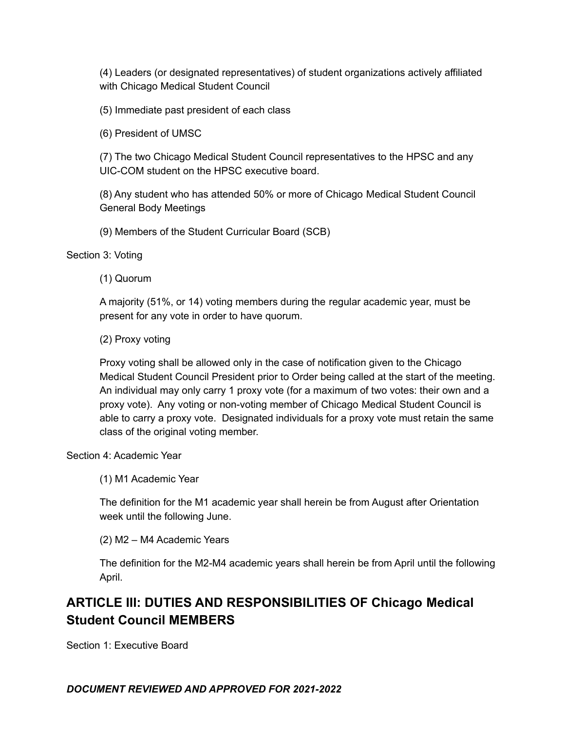(4) Leaders (or designated representatives) of student organizations actively affiliated with Chicago Medical Student Council

(5) Immediate past president of each class

(6) President of UMSC

(7) The two Chicago Medical Student Council representatives to the HPSC and any UIC-COM student on the HPSC executive board.

(8) Any student who has attended 50% or more of Chicago Medical Student Council General Body Meetings

(9) Members of the Student Curricular Board (SCB)

Section 3: Voting

(1) Quorum

A majority (51%, or 14) voting members during the regular academic year, must be present for any vote in order to have quorum.

(2) Proxy voting

Proxy voting shall be allowed only in the case of notification given to the Chicago Medical Student Council President prior to Order being called at the start of the meeting. An individual may only carry 1 proxy vote (for a maximum of two votes: their own and a proxy vote). Any voting or non-voting member of Chicago Medical Student Council is able to carry a proxy vote. Designated individuals for a proxy vote must retain the same class of the original voting member.

Section 4: Academic Year

(1) M1 Academic Year

The definition for the M1 academic year shall herein be from August after Orientation week until the following June.

(2) M2 – M4 Academic Years

The definition for the M2-M4 academic years shall herein be from April until the following April.

## ARTICLE III: DUTIES AND RESPONSIBILITIES OF Chicago Medical Student Council MEMBERS

Section 1: Executive Board

***DOCUMENT REVIEWED AND APPROVED FOR 2021-2022***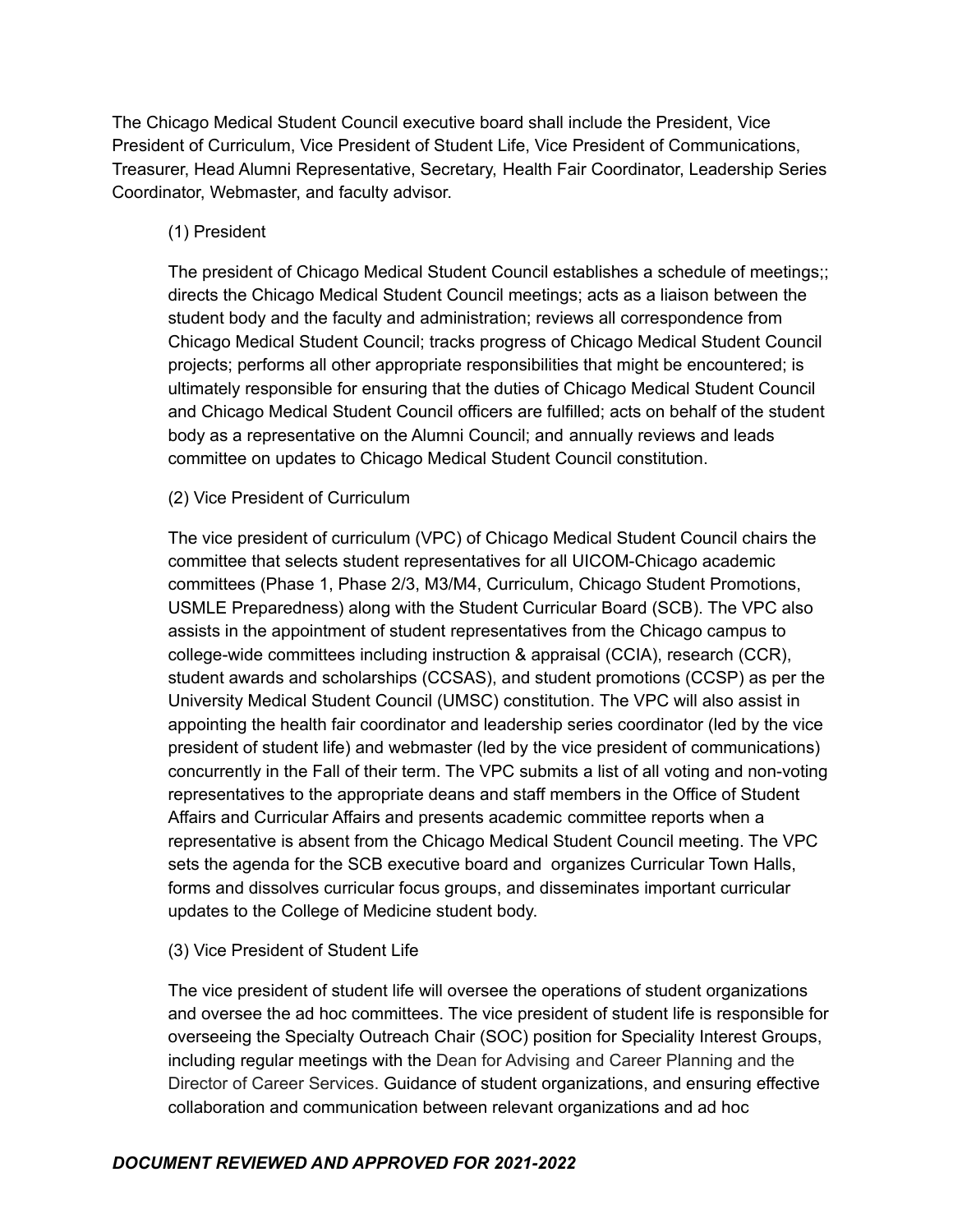The Chicago Medical Student Council executive board shall include the President, Vice President of Curriculum, Vice President of Student Life, Vice President of Communications, Treasurer, Head Alumni Representative, Secretary, Health Fair Coordinator, Leadership Series Coordinator, Webmaster, and faculty advisor.

(1) President

The president of Chicago Medical Student Council establishes a schedule of meetings;; directs the Chicago Medical Student Council meetings; acts as a liaison between the student body and the faculty and administration; reviews all correspondence from Chicago Medical Student Council; tracks progress of Chicago Medical Student Council projects; performs all other appropriate responsibilities that might be encountered; is ultimately responsible for ensuring that the duties of Chicago Medical Student Council and Chicago Medical Student Council officers are fulfilled; acts on behalf of the student body as a representative on the Alumni Council; and annually reviews and leads committee on updates to Chicago Medical Student Council constitution.

(2) Vice President of Curriculum

The vice president of curriculum (VPC) of Chicago Medical Student Council chairs the committee that selects student representatives for all UICOM-Chicago academic committees (Phase 1, Phase 2/3, M3/M4, Curriculum, Chicago Student Promotions, USMLE Preparedness) along with the Student Curricular Board (SCB). The VPC also assists in the appointment of student representatives from the Chicago campus to college-wide committees including instruction & appraisal (CCIA), research (CCR), student awards and scholarships (CCSAS), and student promotions (CCSP) as per the University Medical Student Council (UMSC) constitution. The VPC will also assist in appointing the health fair coordinator and leadership series coordinator (led by the vice president of student life) and webmaster (led by the vice president of communications) concurrently in the Fall of their term. The VPC submits a list of all voting and non-voting representatives to the appropriate deans and staff members in the Office of Student Affairs and Curricular Affairs and presents academic committee reports when a representative is absent from the Chicago Medical Student Council meeting. The VPC sets the agenda for the SCB executive board and organizes Curricular Town Halls, forms and dissolves curricular focus groups, and disseminates important curricular updates to the College of Medicine student body.

(3) Vice President of Student Life

The vice president of student life will oversee the operations of student organizations and oversee the ad hoc committees. The vice president of student life is responsible for overseeing the Specialty Outreach Chair (SOC) position for Speciality Interest Groups, including regular meetings with the Dean for Advising and Career Planning and the Director of Career Services. Guidance of student organizations, and ensuring effective collaboration and communication between relevant organizations and ad hoc

***DOCUMENT REVIEWED AND APPROVED FOR 2021-2022***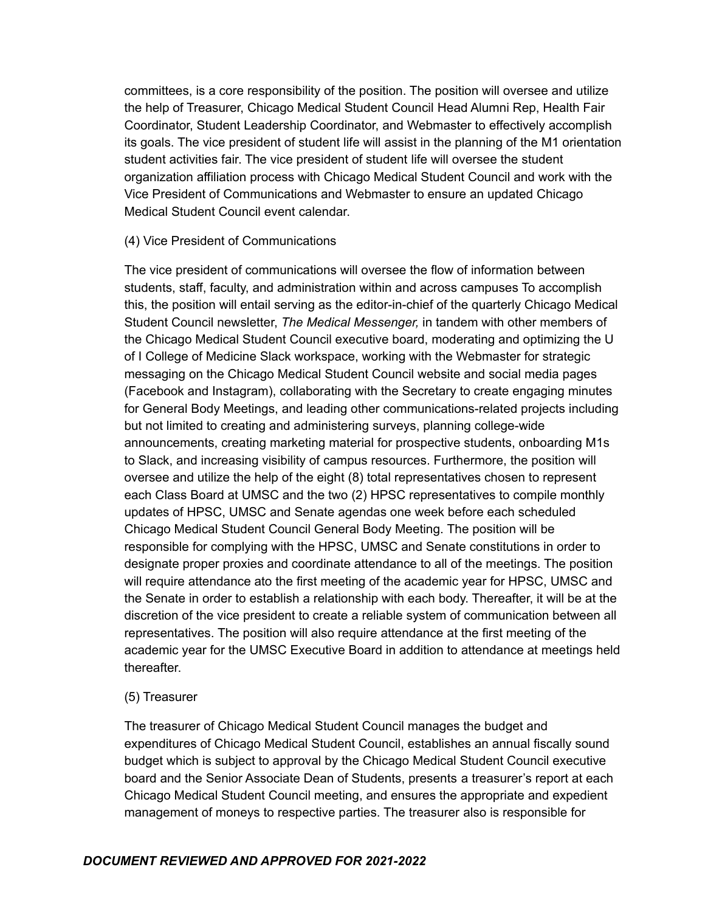committees, is a core responsibility of the position. The position will oversee and utilize the help of Treasurer, Chicago Medical Student Council Head Alumni Rep, Health Fair Coordinator, Student Leadership Coordinator, and Webmaster to effectively accomplish its goals. The vice president of student life will assist in the planning of the M1 orientation student activities fair. The vice president of student life will oversee the student organization affiliation process with Chicago Medical Student Council and work with the Vice President of Communications and Webmaster to ensure an updated Chicago Medical Student Council event calendar.

(4) Vice President of Communications

The vice president of communications will oversee the flow of information between students, staff, faculty, and administration within and across campuses To accomplish this, the position will entail serving as the editor-in-chief of the quarterly Chicago Medical Student Council newsletter, *The Medical Messenger,* in tandem with other members of the Chicago Medical Student Council executive board, moderating and optimizing the U of I College of Medicine Slack workspace, working with the Webmaster for strategic messaging on the Chicago Medical Student Council website and social media pages (Facebook and Instagram), collaborating with the Secretary to create engaging minutes for General Body Meetings, and leading other communications-related projects including but not limited to creating and administering surveys, planning college-wide announcements, creating marketing material for prospective students, onboarding M1s to Slack, and increasing visibility of campus resources. Furthermore, the position will oversee and utilize the help of the eight (8) total representatives chosen to represent each Class Board at UMSC and the two (2) HPSC representatives to compile monthly updates of HPSC, UMSC and Senate agendas one week before each scheduled Chicago Medical Student Council General Body Meeting. The position will be responsible for complying with the HPSC, UMSC and Senate constitutions in order to designate proper proxies and coordinate attendance to all of the meetings. The position will require attendance ato the first meeting of the academic year for HPSC, UMSC and the Senate in order to establish a relationship with each body. Thereafter, it will be at the discretion of the vice president to create a reliable system of communication between all representatives. The position will also require attendance at the first meeting of the academic year for the UMSC Executive Board in addition to attendance at meetings held thereafter.

(5) Treasurer

The treasurer of Chicago Medical Student Council manages the budget and expenditures of Chicago Medical Student Council, establishes an annual fiscally sound budget which is subject to approval by the Chicago Medical Student Council executive board and the Senior Associate Dean of Students, presents a treasurer's report at each Chicago Medical Student Council meeting, and ensures the appropriate and expedient management of moneys to respective parties. The treasurer also is responsible for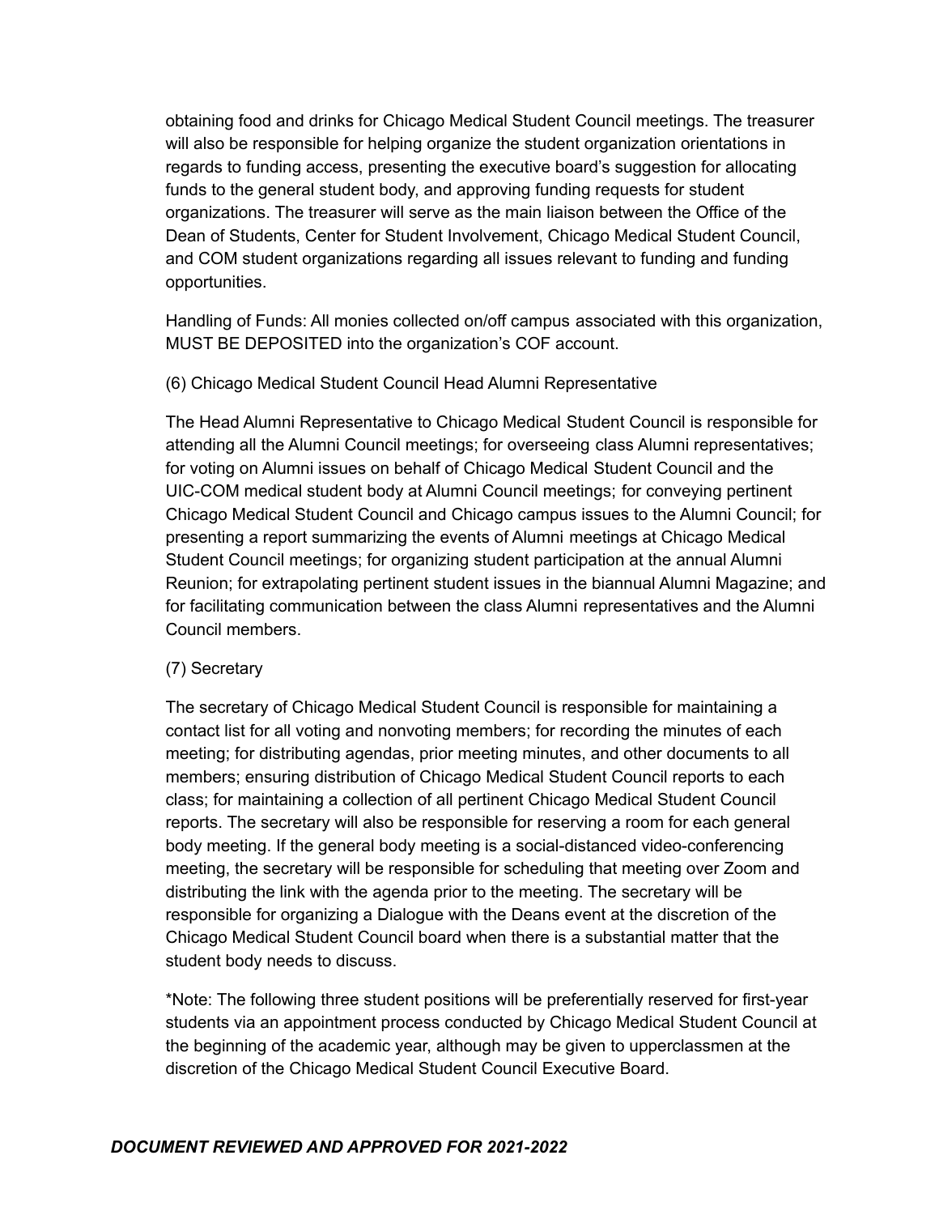obtaining food and drinks for Chicago Medical Student Council meetings. The treasurer will also be responsible for helping organize the student organization orientations in regards to funding access, presenting the executive board's suggestion for allocating funds to the general student body, and approving funding requests for student organizations. The treasurer will serve as the main liaison between the Office of the Dean of Students, Center for Student Involvement, Chicago Medical Student Council, and COM student organizations regarding all issues relevant to funding and funding opportunities.

Handling of Funds: All monies collected on/off campus associated with this organization, MUST BE DEPOSITED into the organization's COF account.

(6) Chicago Medical Student Council Head Alumni Representative

The Head Alumni Representative to Chicago Medical Student Council is responsible for attending all the Alumni Council meetings; for overseeing class Alumni representatives; for voting on Alumni issues on behalf of Chicago Medical Student Council and the UIC-COM medical student body at Alumni Council meetings; for conveying pertinent Chicago Medical Student Council and Chicago campus issues to the Alumni Council; for presenting a report summarizing the events of Alumni meetings at Chicago Medical Student Council meetings; for organizing student participation at the annual Alumni Reunion; for extrapolating pertinent student issues in the biannual Alumni Magazine; and for facilitating communication between the class Alumni representatives and the Alumni Council members.

(7) Secretary

The secretary of Chicago Medical Student Council is responsible for maintaining a contact list for all voting and nonvoting members; for recording the minutes of each meeting; for distributing agendas, prior meeting minutes, and other documents to all members; ensuring distribution of Chicago Medical Student Council reports to each class; for maintaining a collection of all pertinent Chicago Medical Student Council reports. The secretary will also be responsible for reserving a room for each general body meeting. If the general body meeting is a social-distanced video-conferencing meeting, the secretary will be responsible for scheduling that meeting over Zoom and distributing the link with the agenda prior to the meeting. The secretary will be responsible for organizing a Dialogue with the Deans event at the discretion of the Chicago Medical Student Council board when there is a substantial matter that the student body needs to discuss.

*Note: The following three student positions will be preferentially reserved for first-year students via an appointment process conducted by Chicago Medical Student Council at the beginning of the academic year, although may be given to upperclassmen at the discretion of the Chicago Medical Student Council Executive Board.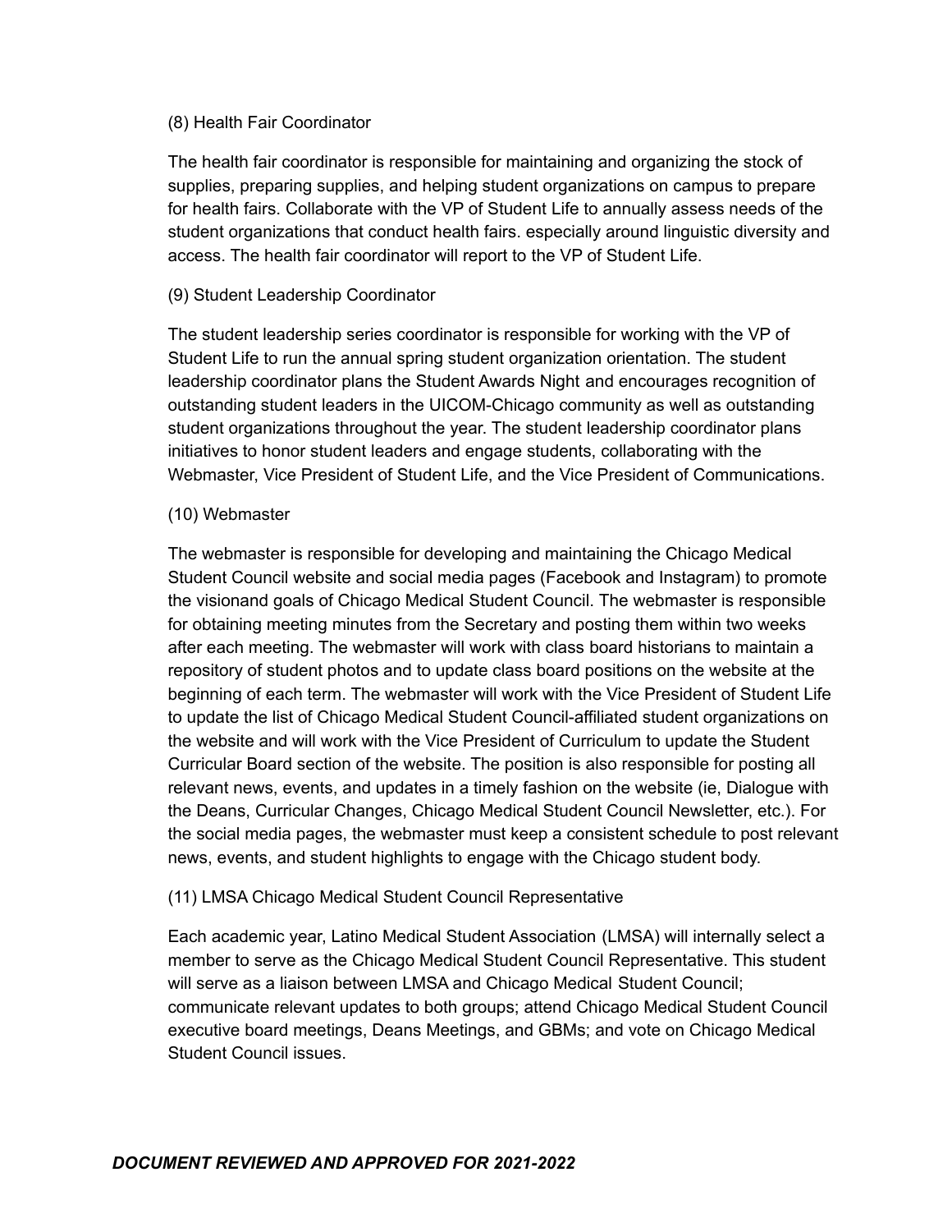(8) Health Fair Coordinator

The health fair coordinator is responsible for maintaining and organizing the stock of supplies, preparing supplies, and helping student organizations on campus to prepare for health fairs. Collaborate with the VP of Student Life to annually assess needs of the student organizations that conduct health fairs. especially around linguistic diversity and access. The health fair coordinator will report to the VP of Student Life.

(9) Student Leadership Coordinator

The student leadership series coordinator is responsible for working with the VP of Student Life to run the annual spring student organization orientation. The student leadership coordinator plans the Student Awards Night and encourages recognition of outstanding student leaders in the UICOM-Chicago community as well as outstanding student organizations throughout the year. The student leadership coordinator plans initiatives to honor student leaders and engage students, collaborating with the Webmaster, Vice President of Student Life, and the Vice President of Communications.

(10) Webmaster

The webmaster is responsible for developing and maintaining the Chicago Medical Student Council website and social media pages (Facebook and Instagram) to promote the visionand goals of Chicago Medical Student Council. The webmaster is responsible for obtaining meeting minutes from the Secretary and posting them within two weeks after each meeting. The webmaster will work with class board historians to maintain a repository of student photos and to update class board positions on the website at the beginning of each term. The webmaster will work with the Vice President of Student Life to update the list of Chicago Medical Student Council-affiliated student organizations on the website and will work with the Vice President of Curriculum to update the Student Curricular Board section of the website. The position is also responsible for posting all relevant news, events, and updates in a timely fashion on the website (ie, Dialogue with the Deans, Curricular Changes, Chicago Medical Student Council Newsletter, etc.). For the social media pages, the webmaster must keep a consistent schedule to post relevant news, events, and student highlights to engage with the Chicago student body.

(11) LMSA Chicago Medical Student Council Representative

Each academic year, Latino Medical Student Association (LMSA) will internally select a member to serve as the Chicago Medical Student Council Representative. This student will serve as a liaison between LMSA and Chicago Medical Student Council; communicate relevant updates to both groups; attend Chicago Medical Student Council executive board meetings, Deans Meetings, and GBMs; and vote on Chicago Medical Student Council issues.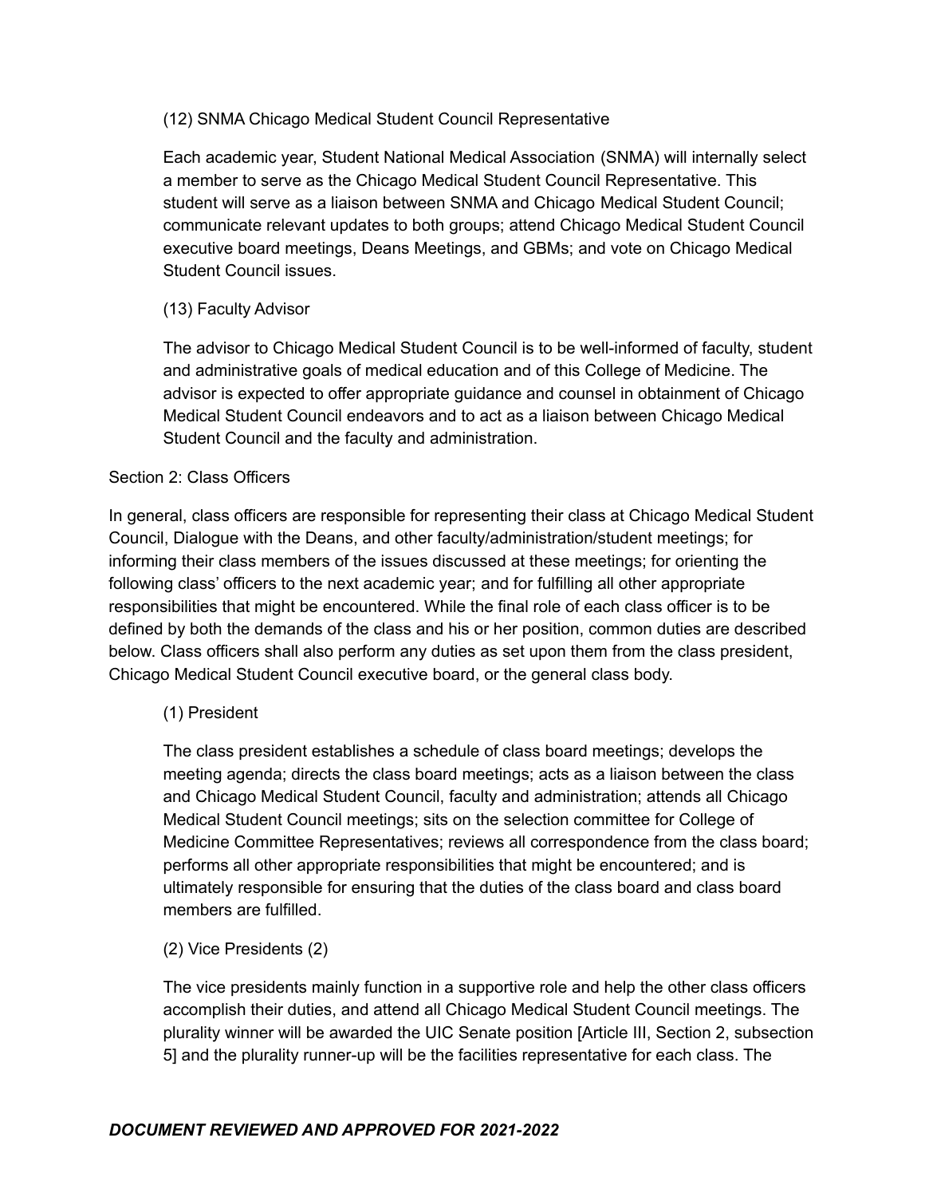(12) SNMA Chicago Medical Student Council Representative

Each academic year, Student National Medical Association (SNMA) will internally select a member to serve as the Chicago Medical Student Council Representative. This student will serve as a liaison between SNMA and Chicago Medical Student Council; communicate relevant updates to both groups; attend Chicago Medical Student Council executive board meetings, Deans Meetings, and GBMs; and vote on Chicago Medical Student Council issues.

(13) Faculty Advisor

The advisor to Chicago Medical Student Council is to be well-informed of faculty, student and administrative goals of medical education and of this College of Medicine. The advisor is expected to offer appropriate guidance and counsel in obtainment of Chicago Medical Student Council endeavors and to act as a liaison between Chicago Medical Student Council and the faculty and administration.

Section 2: Class Officers

In general, class officers are responsible for representing their class at Chicago Medical Student Council, Dialogue with the Deans, and other faculty/administration/student meetings; for informing their class members of the issues discussed at these meetings; for orienting the following class' officers to the next academic year; and for fulfilling all other appropriate responsibilities that might be encountered. While the final role of each class officer is to be defined by both the demands of the class and his or her position, common duties are described below. Class officers shall also perform any duties as set upon them from the class president, Chicago Medical Student Council executive board, or the general class body.

(1) President

The class president establishes a schedule of class board meetings; develops the meeting agenda; directs the class board meetings; acts as a liaison between the class and Chicago Medical Student Council, faculty and administration; attends all Chicago Medical Student Council meetings; sits on the selection committee for College of Medicine Committee Representatives; reviews all correspondence from the class board; performs all other appropriate responsibilities that might be encountered; and is ultimately responsible for ensuring that the duties of the class board and class board members are fulfilled.

(2) Vice Presidents (2)

The vice presidents mainly function in a supportive role and help the other class officers accomplish their duties, and attend all Chicago Medical Student Council meetings. The plurality winner will be awarded the UIC Senate position [Article III, Section 2, subsection 5] and the plurality runner-up will be the facilities representative for each class. The

***DOCUMENT REVIEWED AND APPROVED FOR 2021-2022***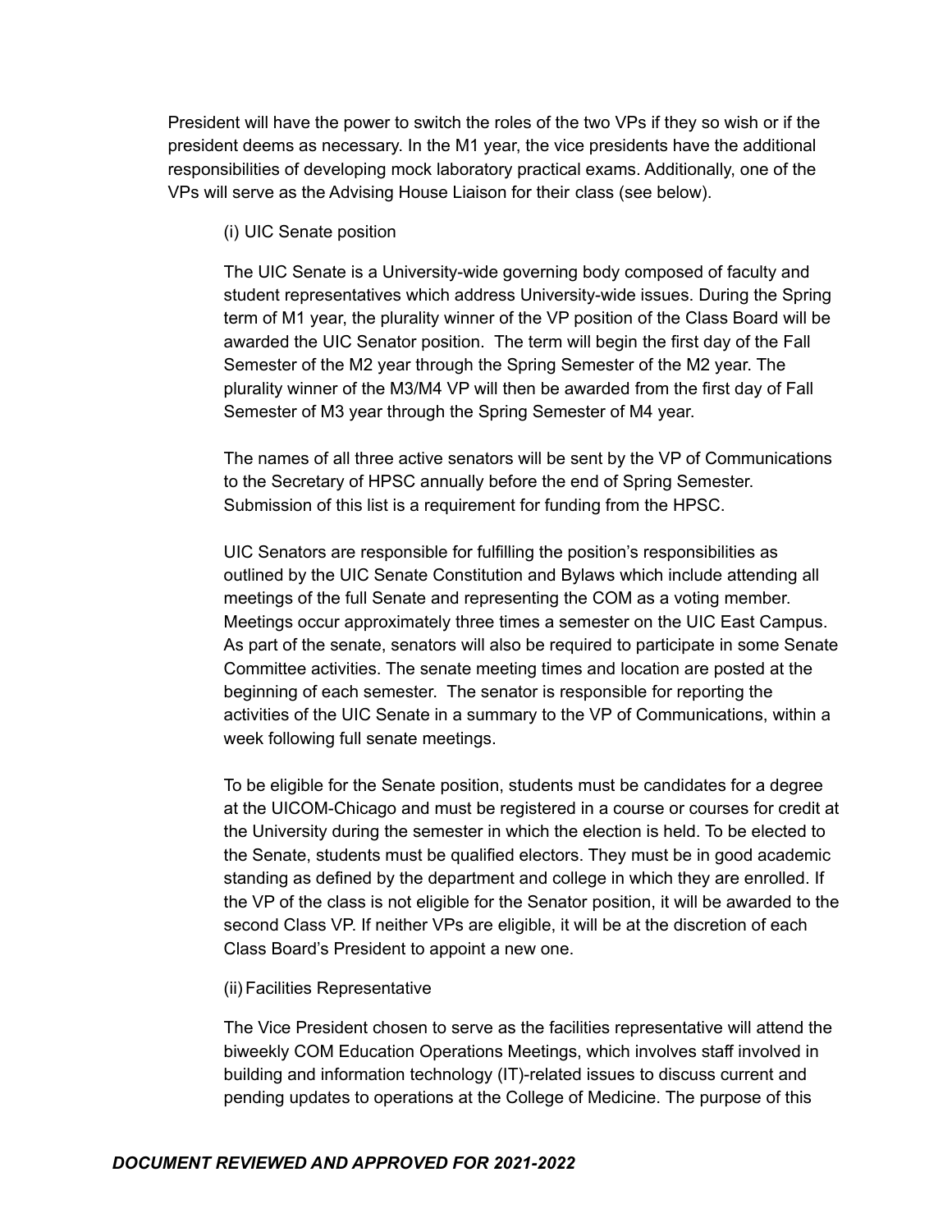President will have the power to switch the roles of the two VPs if they so wish or if the president deems as necessary. In the M1 year, the vice presidents have the additional responsibilities of developing mock laboratory practical exams. Additionally, one of the VPs will serve as the Advising House Liaison for their class (see below).

(i) UIC Senate position

The UIC Senate is a University-wide governing body composed of faculty and student representatives which address University-wide issues. During the Spring term of M1 year, the plurality winner of the VP position of the Class Board will be awarded the UIC Senator position. The term will begin the first day of the Fall Semester of the M2 year through the Spring Semester of the M2 year. The plurality winner of the M3/M4 VP will then be awarded from the first day of Fall Semester of M3 year through the Spring Semester of M4 year.

The names of all three active senators will be sent by the VP of Communications to the Secretary of HPSC annually before the end of Spring Semester. Submission of this list is a requirement for funding from the HPSC.

UIC Senators are responsible for fulfilling the position's responsibilities as outlined by the UIC Senate Constitution and Bylaws which include attending all meetings of the full Senate and representing the COM as a voting member. Meetings occur approximately three times a semester on the UIC East Campus. As part of the senate, senators will also be required to participate in some Senate Committee activities. The senate meeting times and location are posted at the beginning of each semester. The senator is responsible for reporting the activities of the UIC Senate in a summary to the VP of Communications, within a week following full senate meetings.

To be eligible for the Senate position, students must be candidates for a degree at the UICOM-Chicago and must be registered in a course or courses for credit at the University during the semester in which the election is held. To be elected to the Senate, students must be qualified electors. They must be in good academic standing as defined by the department and college in which they are enrolled. If the VP of the class is not eligible for the Senator position, it will be awarded to the second Class VP. If neither VPs are eligible, it will be at the discretion of each Class Board's President to appoint a new one.

(ii) Facilities Representative

The Vice President chosen to serve as the facilities representative will attend the biweekly COM Education Operations Meetings, which involves staff involved in building and information technology (IT)-related issues to discuss current and pending updates to operations at the College of Medicine. The purpose of this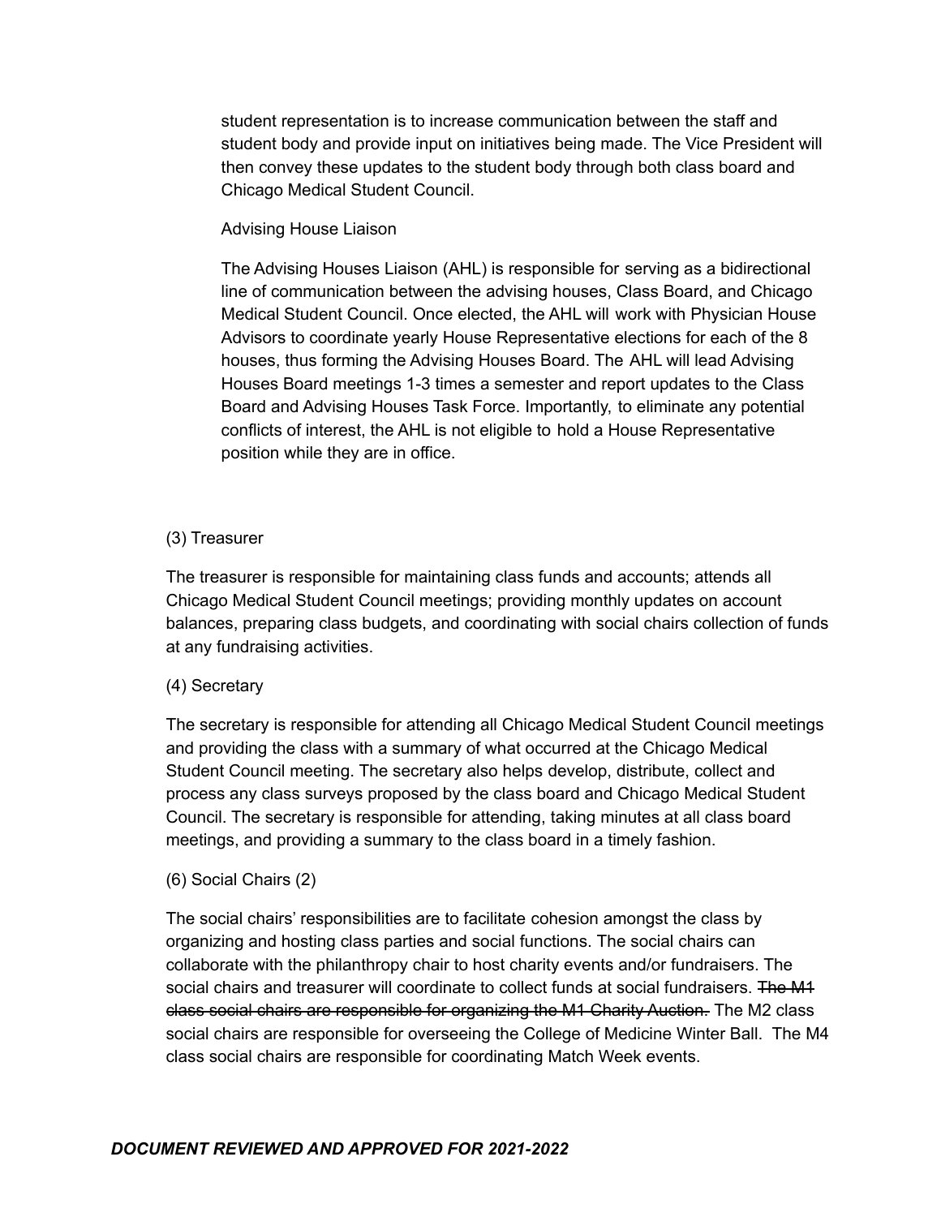student representation is to increase communication between the staff and student body and provide input on initiatives being made. The Vice President will then convey these updates to the student body through both class board and Chicago Medical Student Council.

Advising House Liaison

The Advising Houses Liaison (AHL) is responsible for serving as a bidirectional line of communication between the advising houses, Class Board, and Chicago Medical Student Council. Once elected, the AHL will work with Physician House Advisors to coordinate yearly House Representative elections for each of the 8 houses, thus forming the Advising Houses Board. The AHL will lead Advising Houses Board meetings 1-3 times a semester and report updates to the Class Board and Advising Houses Task Force. Importantly, to eliminate any potential conflicts of interest, the AHL is not eligible to hold a House Representative position while they are in office.

(3) Treasurer

The treasurer is responsible for maintaining class funds and accounts; attends all Chicago Medical Student Council meetings; providing monthly updates on account balances, preparing class budgets, and coordinating with social chairs collection of funds at any fundraising activities.

(4) Secretary

The secretary is responsible for attending all Chicago Medical Student Council meetings and providing the class with a summary of what occurred at the Chicago Medical Student Council meeting. The secretary also helps develop, distribute, collect and process any class surveys proposed by the class board and Chicago Medical Student Council. The secretary is responsible for attending, taking minutes at all class board meetings, and providing a summary to the class board in a timely fashion.

(6) Social Chairs (2)

The social chairs' responsibilities are to facilitate cohesion amongst the class by organizing and hosting class parties and social functions. The social chairs can collaborate with the philanthropy chair to host charity events and/or fundraisers. The social chairs and treasurer will coordinate to collect funds at social fundraisers. ~~The M1 class social chairs are responsible for organizing the M1 Charity Auction.~~ The M2 class social chairs are responsible for overseeing the College of Medicine Winter Ball. The M4 class social chairs are responsible for coordinating Match Week events.

***DOCUMENT REVIEWED AND APPROVED FOR 2021-2022***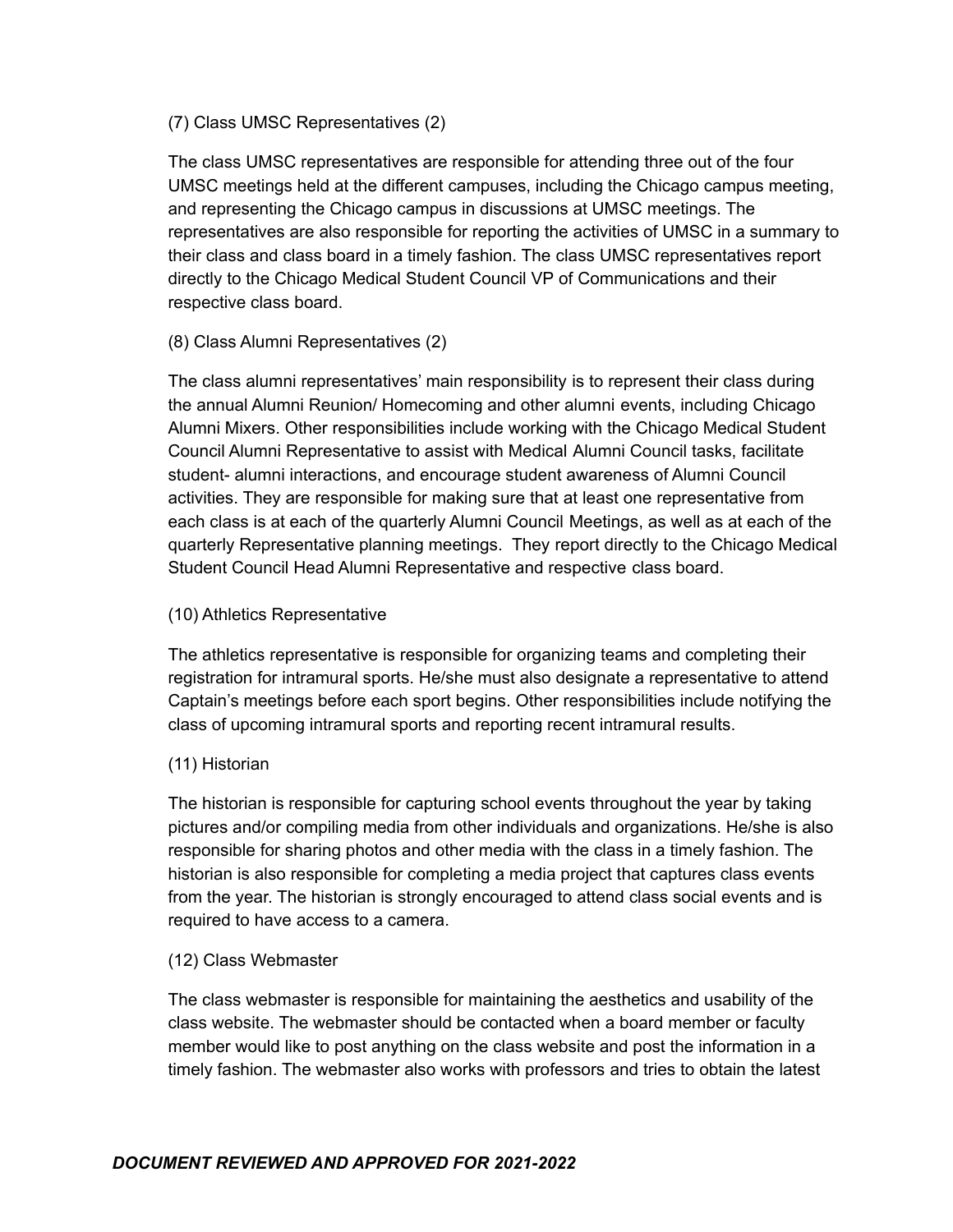(7) Class UMSC Representatives (2)

The class UMSC representatives are responsible for attending three out of the four UMSC meetings held at the different campuses, including the Chicago campus meeting, and representing the Chicago campus in discussions at UMSC meetings. The representatives are also responsible for reporting the activities of UMSC in a summary to their class and class board in a timely fashion. The class UMSC representatives report directly to the Chicago Medical Student Council VP of Communications and their respective class board.

(8) Class Alumni Representatives (2)

The class alumni representatives' main responsibility is to represent their class during the annual Alumni Reunion/ Homecoming and other alumni events, including Chicago Alumni Mixers. Other responsibilities include working with the Chicago Medical Student Council Alumni Representative to assist with Medical Alumni Council tasks, facilitate student- alumni interactions, and encourage student awareness of Alumni Council activities. They are responsible for making sure that at least one representative from each class is at each of the quarterly Alumni Council Meetings, as well as at each of the quarterly Representative planning meetings. They report directly to the Chicago Medical Student Council Head Alumni Representative and respective class board.

(10) Athletics Representative

The athletics representative is responsible for organizing teams and completing their registration for intramural sports. He/she must also designate a representative to attend Captain's meetings before each sport begins. Other responsibilities include notifying the class of upcoming intramural sports and reporting recent intramural results.

(11) Historian

The historian is responsible for capturing school events throughout the year by taking pictures and/or compiling media from other individuals and organizations. He/she is also responsible for sharing photos and other media with the class in a timely fashion. The historian is also responsible for completing a media project that captures class events from the year. The historian is strongly encouraged to attend class social events and is required to have access to a camera.

(12) Class Webmaster

The class webmaster is responsible for maintaining the aesthetics and usability of the class website. The webmaster should be contacted when a board member or faculty member would like to post anything on the class website and post the information in a timely fashion. The webmaster also works with professors and tries to obtain the latest

***DOCUMENT REVIEWED AND APPROVED FOR 2021-2022***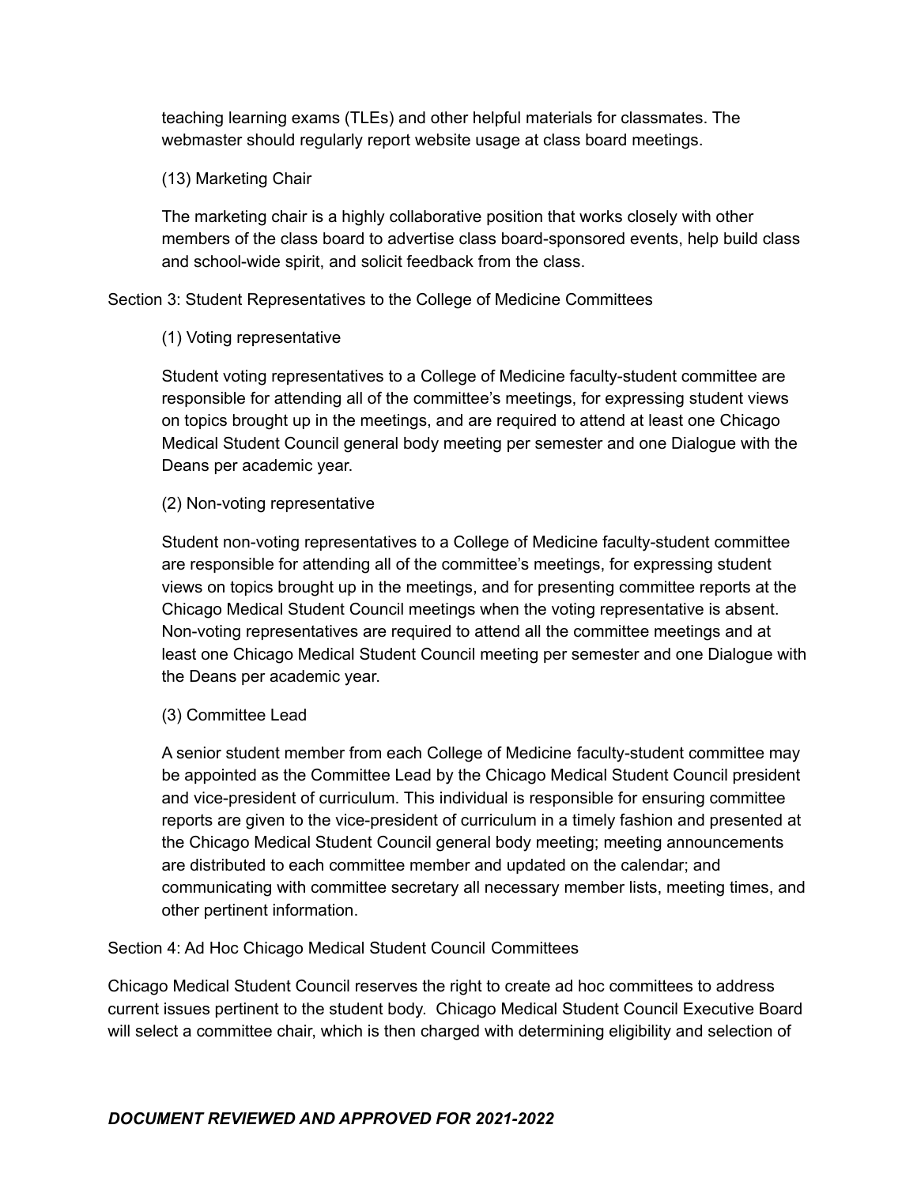teaching learning exams (TLEs) and other helpful materials for classmates. The webmaster should regularly report website usage at class board meetings.

(13) Marketing Chair

The marketing chair is a highly collaborative position that works closely with other members of the class board to advertise class board-sponsored events, help build class and school-wide spirit, and solicit feedback from the class.

Section 3: Student Representatives to the College of Medicine Committees

(1) Voting representative

Student voting representatives to a College of Medicine faculty-student committee are responsible for attending all of the committee's meetings, for expressing student views on topics brought up in the meetings, and are required to attend at least one Chicago Medical Student Council general body meeting per semester and one Dialogue with the Deans per academic year.

(2) Non-voting representative

Student non-voting representatives to a College of Medicine faculty-student committee are responsible for attending all of the committee's meetings, for expressing student views on topics brought up in the meetings, and for presenting committee reports at the Chicago Medical Student Council meetings when the voting representative is absent. Non-voting representatives are required to attend all the committee meetings and at least one Chicago Medical Student Council meeting per semester and one Dialogue with the Deans per academic year.

(3) Committee Lead

A senior student member from each College of Medicine faculty-student committee may be appointed as the Committee Lead by the Chicago Medical Student Council president and vice-president of curriculum. This individual is responsible for ensuring committee reports are given to the vice-president of curriculum in a timely fashion and presented at the Chicago Medical Student Council general body meeting; meeting announcements are distributed to each committee member and updated on the calendar; and communicating with committee secretary all necessary member lists, meeting times, and other pertinent information.

Section 4: Ad Hoc Chicago Medical Student Council Committees

Chicago Medical Student Council reserves the right to create ad hoc committees to address current issues pertinent to the student body. Chicago Medical Student Council Executive Board will select a committee chair, which is then charged with determining eligibility and selection of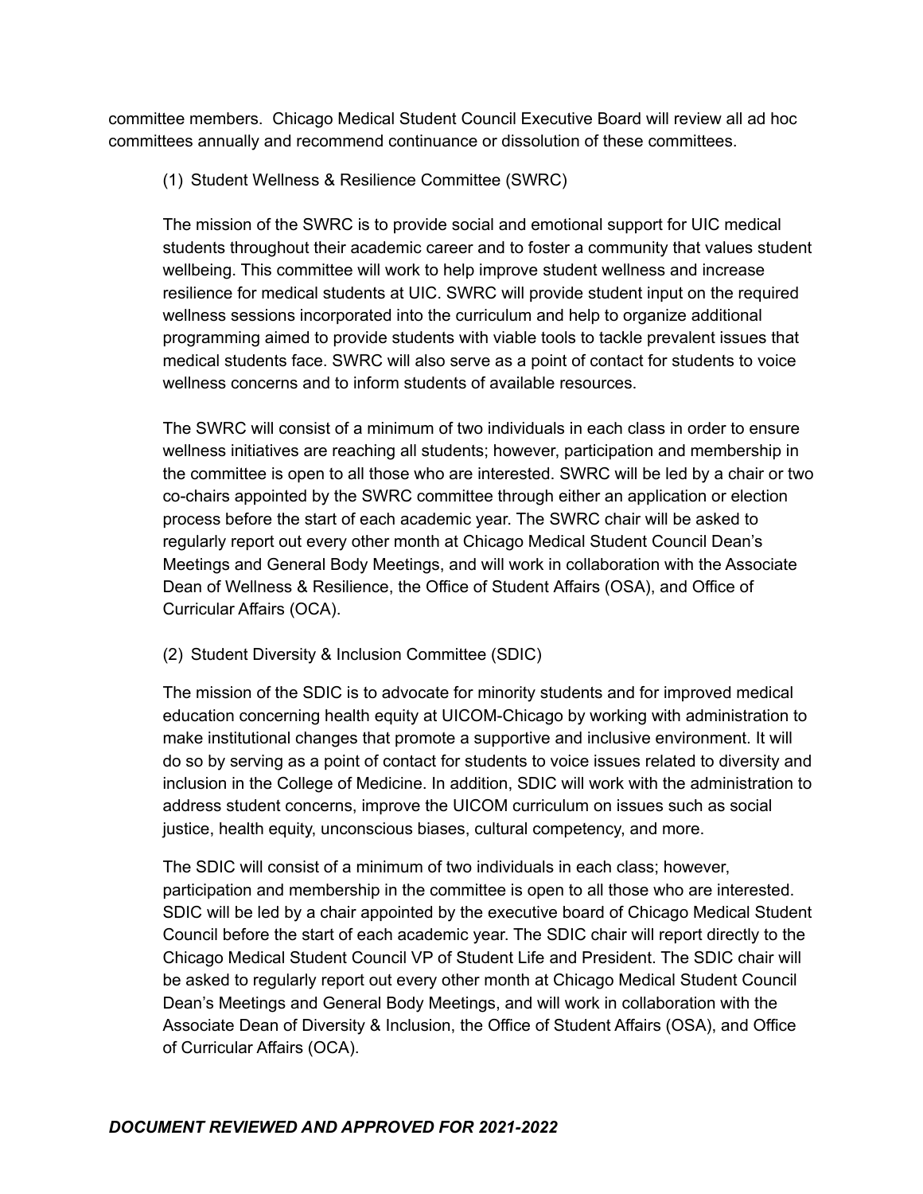committee members. Chicago Medical Student Council Executive Board will review all ad hoc committees annually and recommend continuance or dissolution of these committees.

(1) Student Wellness & Resilience Committee (SWRC)

The mission of the SWRC is to provide social and emotional support for UIC medical students throughout their academic career and to foster a community that values student wellbeing. This committee will work to help improve student wellness and increase resilience for medical students at UIC. SWRC will provide student input on the required wellness sessions incorporated into the curriculum and help to organize additional programming aimed to provide students with viable tools to tackle prevalent issues that medical students face. SWRC will also serve as a point of contact for students to voice wellness concerns and to inform students of available resources.

The SWRC will consist of a minimum of two individuals in each class in order to ensure wellness initiatives are reaching all students; however, participation and membership in the committee is open to all those who are interested. SWRC will be led by a chair or two co-chairs appointed by the SWRC committee through either an application or election process before the start of each academic year. The SWRC chair will be asked to regularly report out every other month at Chicago Medical Student Council Dean's Meetings and General Body Meetings, and will work in collaboration with the Associate Dean of Wellness & Resilience, the Office of Student Affairs (OSA), and Office of Curricular Affairs (OCA).

(2) Student Diversity & Inclusion Committee (SDIC)

The mission of the SDIC is to advocate for minority students and for improved medical education concerning health equity at UICOM-Chicago by working with administration to make institutional changes that promote a supportive and inclusive environment. It will do so by serving as a point of contact for students to voice issues related to diversity and inclusion in the College of Medicine. In addition, SDIC will work with the administration to address student concerns, improve the UICOM curriculum on issues such as social justice, health equity, unconscious biases, cultural competency, and more.

The SDIC will consist of a minimum of two individuals in each class; however, participation and membership in the committee is open to all those who are interested. SDIC will be led by a chair appointed by the executive board of Chicago Medical Student Council before the start of each academic year. The SDIC chair will report directly to the Chicago Medical Student Council VP of Student Life and President. The SDIC chair will be asked to regularly report out every other month at Chicago Medical Student Council Dean's Meetings and General Body Meetings, and will work in collaboration with the Associate Dean of Diversity & Inclusion, the Office of Student Affairs (OSA), and Office of Curricular Affairs (OCA).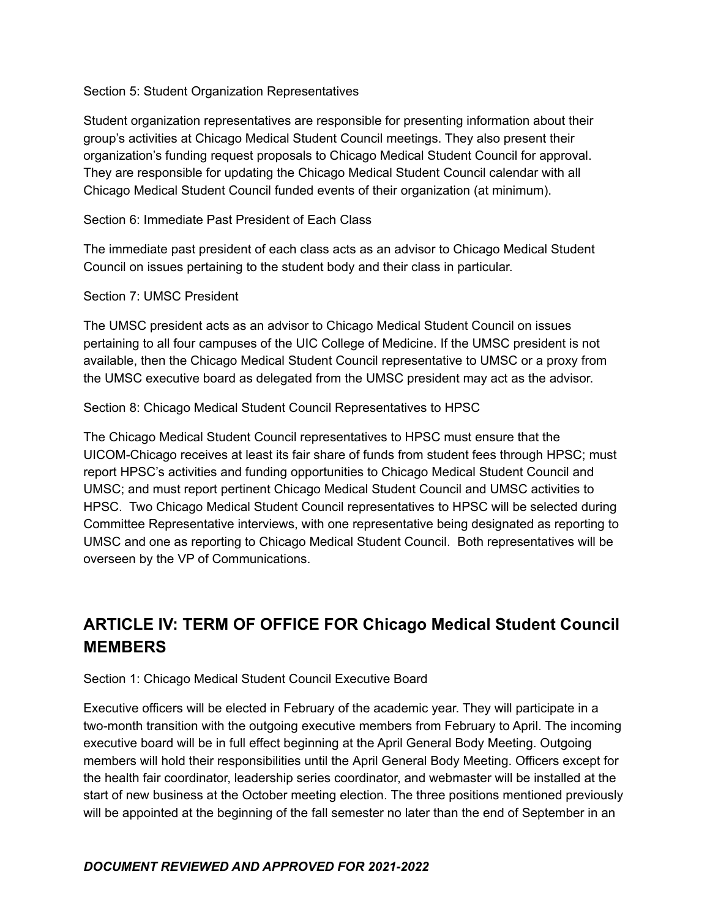Section 5: Student Organization Representatives

Student organization representatives are responsible for presenting information about their group's activities at Chicago Medical Student Council meetings. They also present their organization's funding request proposals to Chicago Medical Student Council for approval. They are responsible for updating the Chicago Medical Student Council calendar with all Chicago Medical Student Council funded events of their organization (at minimum).

Section 6: Immediate Past President of Each Class

The immediate past president of each class acts as an advisor to Chicago Medical Student Council on issues pertaining to the student body and their class in particular.

Section 7: UMSC President

The UMSC president acts as an advisor to Chicago Medical Student Council on issues pertaining to all four campuses of the UIC College of Medicine. If the UMSC president is not available, then the Chicago Medical Student Council representative to UMSC or a proxy from the UMSC executive board as delegated from the UMSC president may act as the advisor.

Section 8: Chicago Medical Student Council Representatives to HPSC

The Chicago Medical Student Council representatives to HPSC must ensure that the UICOM-Chicago receives at least its fair share of funds from student fees through HPSC; must report HPSC's activities and funding opportunities to Chicago Medical Student Council and UMSC; and must report pertinent Chicago Medical Student Council and UMSC activities to HPSC. Two Chicago Medical Student Council representatives to HPSC will be selected during Committee Representative interviews, with one representative being designated as reporting to UMSC and one as reporting to Chicago Medical Student Council. Both representatives will be overseen by the VP of Communications.

## ARTICLE IV: TERM OF OFFICE FOR Chicago Medical Student Council MEMBERS

Section 1: Chicago Medical Student Council Executive Board

Executive officers will be elected in February of the academic year. They will participate in a two-month transition with the outgoing executive members from February to April. The incoming executive board will be in full effect beginning at the April General Body Meeting. Outgoing members will hold their responsibilities until the April General Body Meeting. Officers except for the health fair coordinator, leadership series coordinator, and webmaster will be installed at the start of new business at the October meeting election. The three positions mentioned previously will be appointed at the beginning of the fall semester no later than the end of September in an

***DOCUMENT REVIEWED AND APPROVED FOR 2021-2022***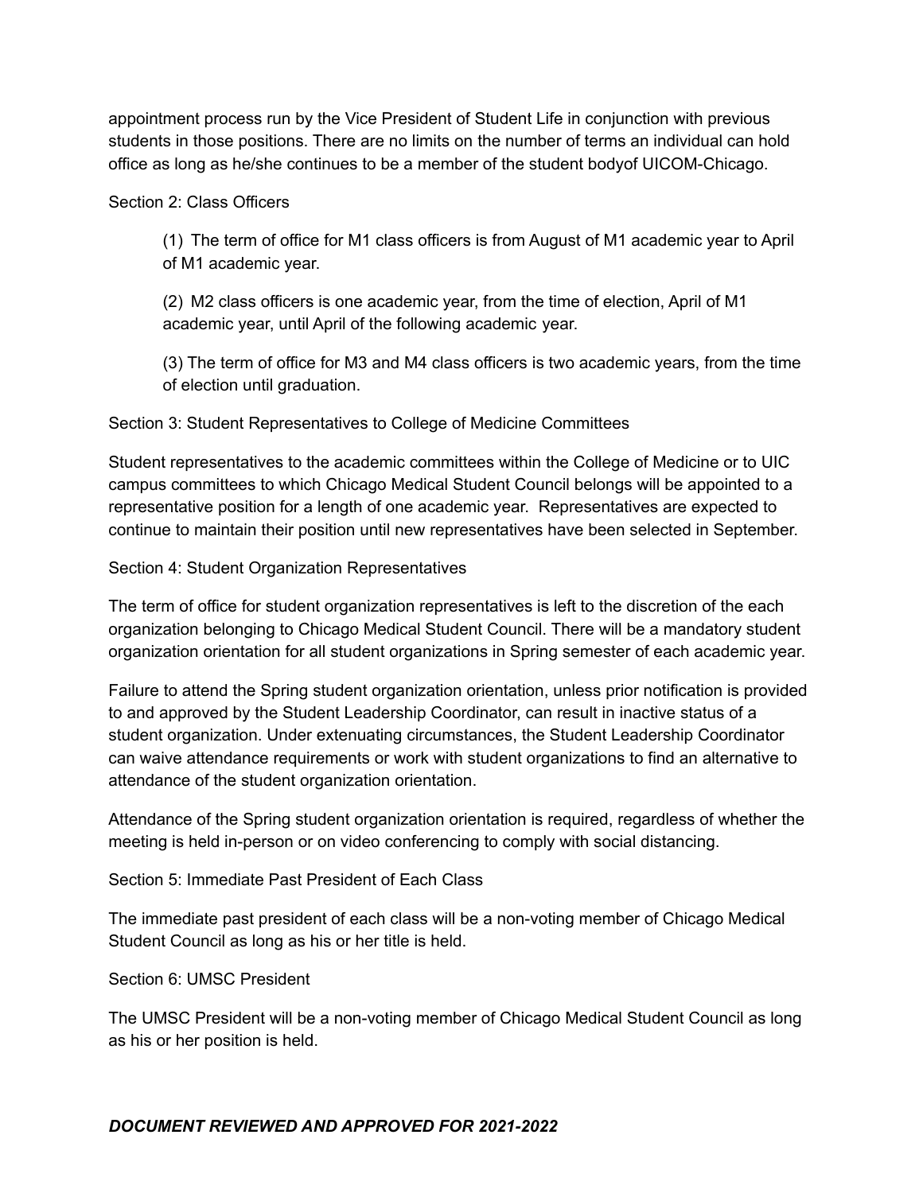appointment process run by the Vice President of Student Life in conjunction with previous students in those positions. There are no limits on the number of terms an individual can hold office as long as he/she continues to be a member of the student bodyof UICOM-Chicago.

Section 2: Class Officers

> (1) The term of office for M1 class officers is from August of M1 academic year to April of M1 academic year.
>
> (2) M2 class officers is one academic year, from the time of election, April of M1 academic year, until April of the following academic year.
>
> (3) The term of office for M3 and M4 class officers is two academic years, from the time of election until graduation.

Section 3: Student Representatives to College of Medicine Committees

Student representatives to the academic committees within the College of Medicine or to UIC campus committees to which Chicago Medical Student Council belongs will be appointed to a representative position for a length of one academic year. Representatives are expected to continue to maintain their position until new representatives have been selected in September.

Section 4: Student Organization Representatives

The term of office for student organization representatives is left to the discretion of the each organization belonging to Chicago Medical Student Council. There will be a mandatory student organization orientation for all student organizations in Spring semester of each academic year.

Failure to attend the Spring student organization orientation, unless prior notification is provided to and approved by the Student Leadership Coordinator, can result in inactive status of a student organization. Under extenuating circumstances, the Student Leadership Coordinator can waive attendance requirements or work with student organizations to find an alternative to attendance of the student organization orientation.

Attendance of the Spring student organization orientation is required, regardless of whether the meeting is held in-person or on video conferencing to comply with social distancing.

Section 5: Immediate Past President of Each Class

The immediate past president of each class will be a non-voting member of Chicago Medical Student Council as long as his or her title is held.

Section 6: UMSC President

The UMSC President will be a non-voting member of Chicago Medical Student Council as long as his or her position is held.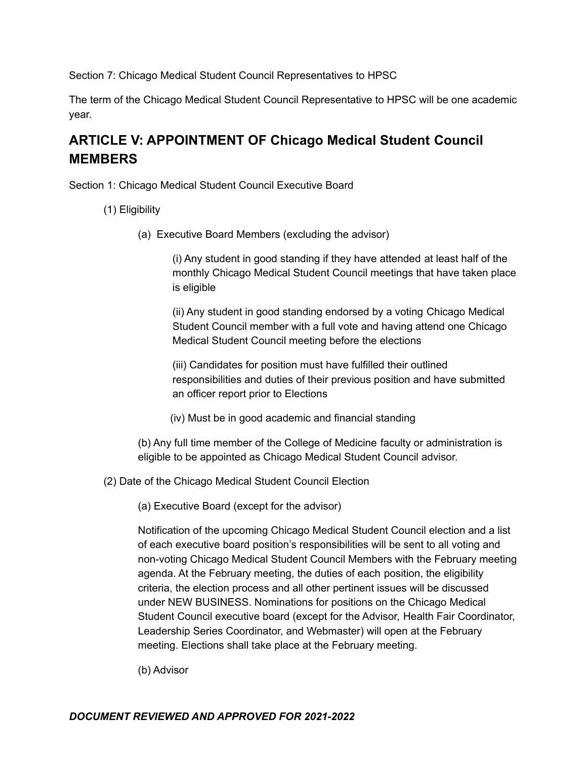Section 7: Chicago Medical Student Council Representatives to HPSC

The term of the Chicago Medical Student Council Representative to HPSC will be one academic year.

## ARTICLE V: APPOINTMENT OF Chicago Medical Student Council MEMBERS

Section 1: Chicago Medical Student Council Executive Board

(1) Eligibility

(a) Executive Board Members (excluding the advisor)

(i) Any student in good standing if they have attended at least half of the monthly Chicago Medical Student Council meetings that have taken place is eligible

(ii) Any student in good standing endorsed by a voting Chicago Medical Student Council member with a full vote and having attend one Chicago Medical Student Council meeting before the elections

(iii) Candidates for position must have fulfilled their outlined responsibilities and duties of their previous position and have submitted an officer report prior to Elections

(iv) Must be in good academic and financial standing

(b) Any full time member of the College of Medicine faculty or administration is eligible to be appointed as Chicago Medical Student Council advisor.

(2) Date of the Chicago Medical Student Council Election

(a) Executive Board (except for the advisor)

Notification of the upcoming Chicago Medical Student Council election and a list of each executive board position's responsibilities will be sent to all voting and non-voting Chicago Medical Student Council Members with the February meeting agenda. At the February meeting, the duties of each position, the eligibility criteria, the election process and all other pertinent issues will be discussed under NEW BUSINESS. Nominations for positions on the Chicago Medical Student Council executive board (except for the Advisor, Health Fair Coordinator, Leadership Series Coordinator, and Webmaster) will open at the February meeting. Elections shall take place at the February meeting.

(b) Advisor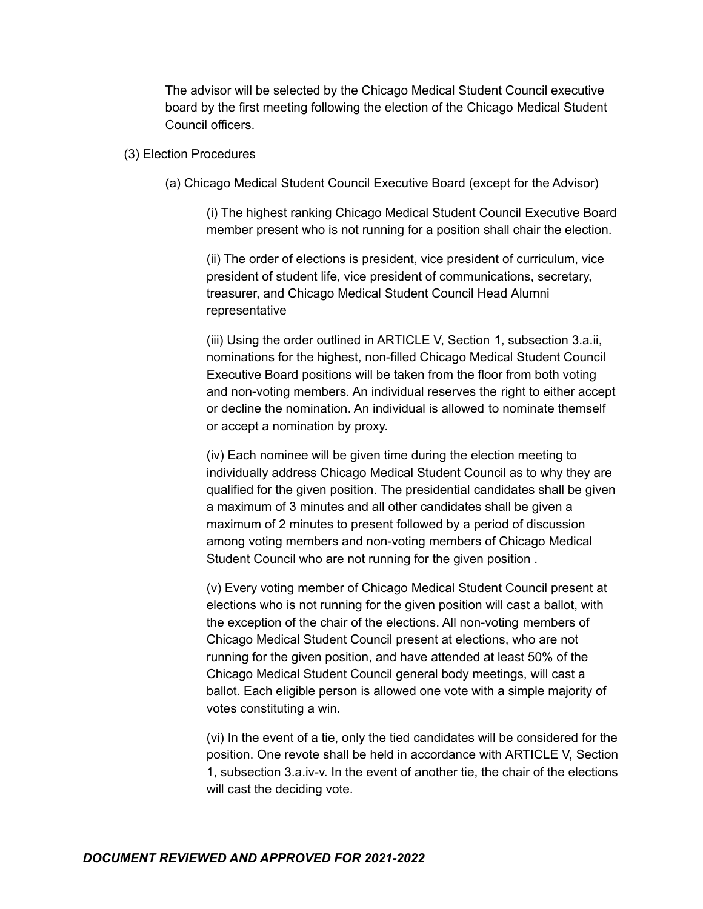The advisor will be selected by the Chicago Medical Student Council executive board by the first meeting following the election of the Chicago Medical Student Council officers.

(3) Election Procedures

(a) Chicago Medical Student Council Executive Board (except for the Advisor)

(i) The highest ranking Chicago Medical Student Council Executive Board member present who is not running for a position shall chair the election.

(ii) The order of elections is president, vice president of curriculum, vice president of student life, vice president of communications, secretary, treasurer, and Chicago Medical Student Council Head Alumni representative

(iii) Using the order outlined in ARTICLE V, Section 1, subsection 3.a.ii, nominations for the highest, non-filled Chicago Medical Student Council Executive Board positions will be taken from the floor from both voting and non-voting members. An individual reserves the right to either accept or decline the nomination. An individual is allowed to nominate themself or accept a nomination by proxy.

(iv) Each nominee will be given time during the election meeting to individually address Chicago Medical Student Council as to why they are qualified for the given position. The presidential candidates shall be given a maximum of 3 minutes and all other candidates shall be given a maximum of 2 minutes to present followed by a period of discussion among voting members and non-voting members of Chicago Medical Student Council who are not running for the given position .

(v) Every voting member of Chicago Medical Student Council present at elections who is not running for the given position will cast a ballot, with the exception of the chair of the elections. All non-voting members of Chicago Medical Student Council present at elections, who are not running for the given position, and have attended at least 50% of the Chicago Medical Student Council general body meetings, will cast a ballot. Each eligible person is allowed one vote with a simple majority of votes constituting a win.

(vi) In the event of a tie, only the tied candidates will be considered for the position. One revote shall be held in accordance with ARTICLE V, Section 1, subsection 3.a.iv-v. In the event of another tie, the chair of the elections will cast the deciding vote.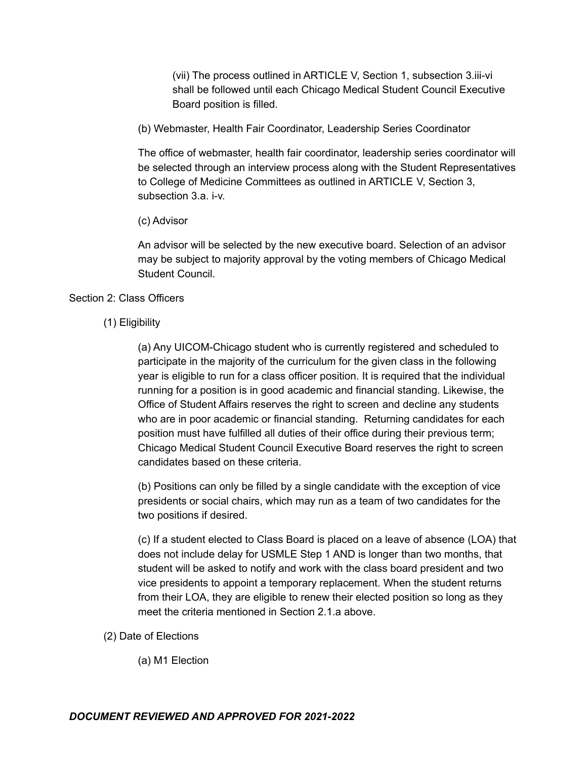(vii) The process outlined in ARTICLE V, Section 1, subsection 3.iii-vi shall be followed until each Chicago Medical Student Council Executive Board position is filled.

(b) Webmaster, Health Fair Coordinator, Leadership Series Coordinator

The office of webmaster, health fair coordinator, leadership series coordinator will be selected through an interview process along with the Student Representatives to College of Medicine Committees as outlined in ARTICLE V, Section 3, subsection 3.a. i-v.

(c) Advisor

An advisor will be selected by the new executive board. Selection of an advisor may be subject to majority approval by the voting members of Chicago Medical Student Council.

Section 2: Class Officers

(1) Eligibility

(a) Any UICOM-Chicago student who is currently registered and scheduled to participate in the majority of the curriculum for the given class in the following year is eligible to run for a class officer position. It is required that the individual running for a position is in good academic and financial standing. Likewise, the Office of Student Affairs reserves the right to screen and decline any students who are in poor academic or financial standing. Returning candidates for each position must have fulfilled all duties of their office during their previous term; Chicago Medical Student Council Executive Board reserves the right to screen candidates based on these criteria.

(b) Positions can only be filled by a single candidate with the exception of vice presidents or social chairs, which may run as a team of two candidates for the two positions if desired.

(c) If a student elected to Class Board is placed on a leave of absence (LOA) that does not include delay for USMLE Step 1 AND is longer than two months, that student will be asked to notify and work with the class board president and two vice presidents to appoint a temporary replacement. When the student returns from their LOA, they are eligible to renew their elected position so long as they meet the criteria mentioned in Section 2.1.a above.

(2) Date of Elections

(a) M1 Election

***DOCUMENT REVIEWED AND APPROVED FOR 2021-2022***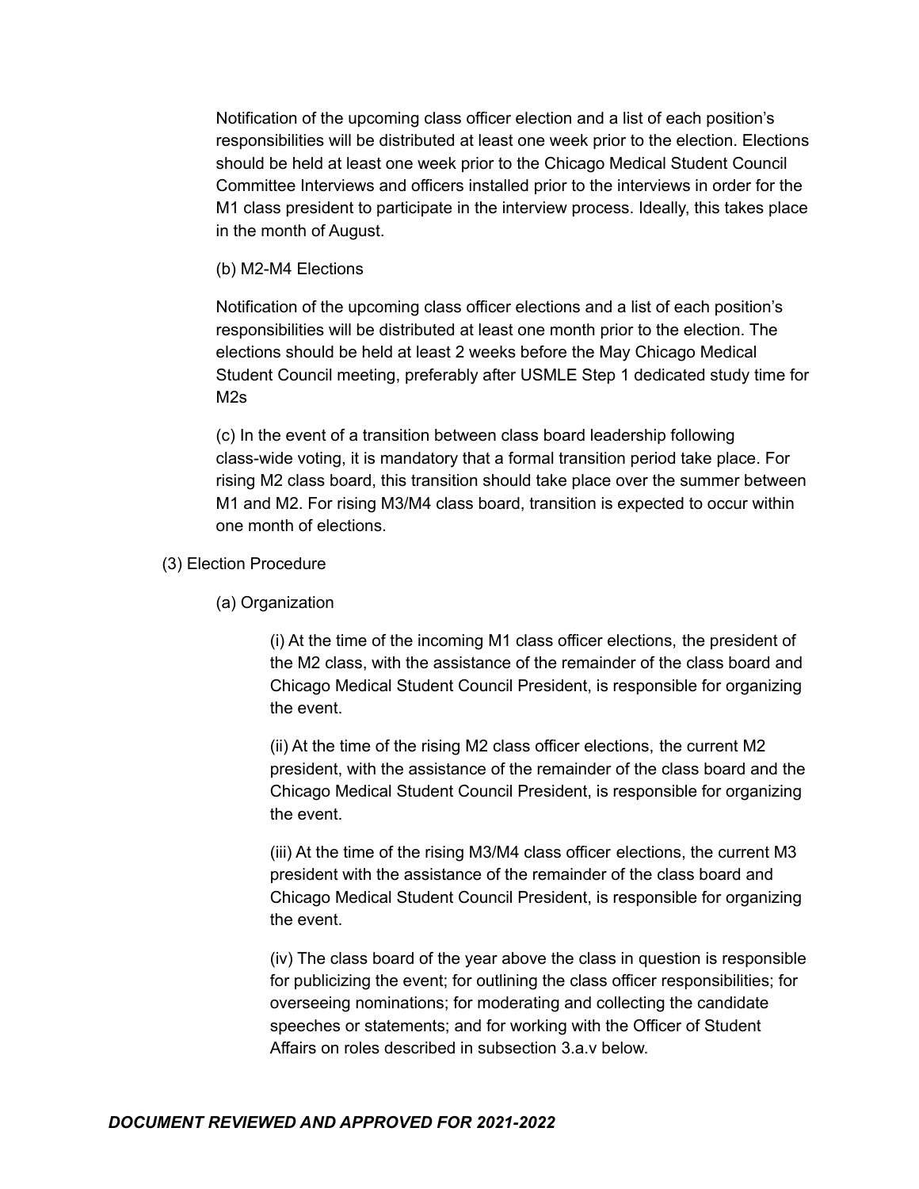Notification of the upcoming class officer election and a list of each position's responsibilities will be distributed at least one week prior to the election. Elections should be held at least one week prior to the Chicago Medical Student Council Committee Interviews and officers installed prior to the interviews in order for the M1 class president to participate in the interview process. Ideally, this takes place in the month of August.

(b) M2-M4 Elections

Notification of the upcoming class officer elections and a list of each position's responsibilities will be distributed at least one month prior to the election. The elections should be held at least 2 weeks before the May Chicago Medical Student Council meeting, preferably after USMLE Step 1 dedicated study time for M2s

(c) In the event of a transition between class board leadership following class-wide voting, it is mandatory that a formal transition period take place. For rising M2 class board, this transition should take place over the summer between M1 and M2. For rising M3/M4 class board, transition is expected to occur within one month of elections.

(3) Election Procedure

(a) Organization

(i) At the time of the incoming M1 class officer elections, the president of the M2 class, with the assistance of the remainder of the class board and Chicago Medical Student Council President, is responsible for organizing the event.

(ii) At the time of the rising M2 class officer elections, the current M2 president, with the assistance of the remainder of the class board and the Chicago Medical Student Council President, is responsible for organizing the event.

(iii) At the time of the rising M3/M4 class officer elections, the current M3 president with the assistance of the remainder of the class board and Chicago Medical Student Council President, is responsible for organizing the event.

(iv) The class board of the year above the class in question is responsible for publicizing the event; for outlining the class officer responsibilities; for overseeing nominations; for moderating and collecting the candidate speeches or statements; and for working with the Officer of Student Affairs on roles described in subsection 3.a.v below.

***DOCUMENT REVIEWED AND APPROVED FOR 2021-2022***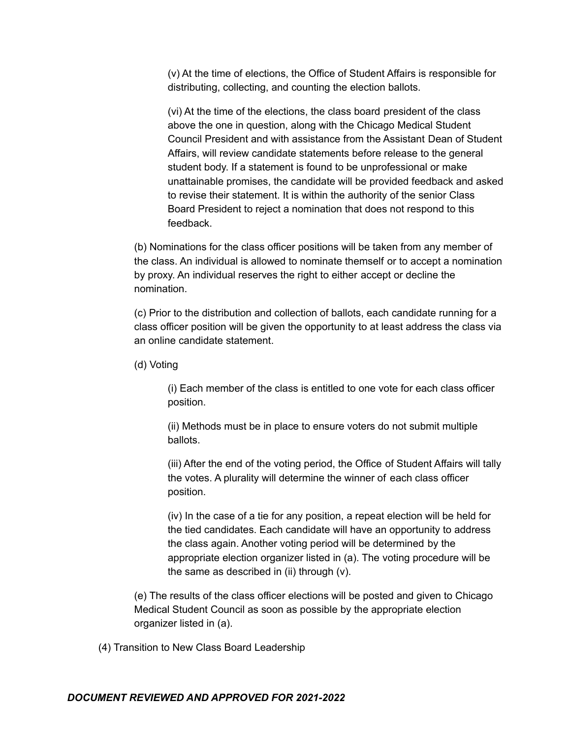(v) At the time of elections, the Office of Student Affairs is responsible for distributing, collecting, and counting the election ballots.

(vi) At the time of the elections, the class board president of the class above the one in question, along with the Chicago Medical Student Council President and with assistance from the Assistant Dean of Student Affairs, will review candidate statements before release to the general student body. If a statement is found to be unprofessional or make unattainable promises, the candidate will be provided feedback and asked to revise their statement. It is within the authority of the senior Class Board President to reject a nomination that does not respond to this feedback.

(b) Nominations for the class officer positions will be taken from any member of the class. An individual is allowed to nominate themself or to accept a nomination by proxy. An individual reserves the right to either accept or decline the nomination.

(c) Prior to the distribution and collection of ballots, each candidate running for a class officer position will be given the opportunity to at least address the class via an online candidate statement.

(d) Voting

(i) Each member of the class is entitled to one vote for each class officer position.

(ii) Methods must be in place to ensure voters do not submit multiple ballots.

(iii) After the end of the voting period, the Office of Student Affairs will tally the votes. A plurality will determine the winner of each class officer position.

(iv) In the case of a tie for any position, a repeat election will be held for the tied candidates. Each candidate will have an opportunity to address the class again. Another voting period will be determined by the appropriate election organizer listed in (a). The voting procedure will be the same as described in (ii) through (v).

(e) The results of the class officer elections will be posted and given to Chicago Medical Student Council as soon as possible by the appropriate election organizer listed in (a).

(4) Transition to New Class Board Leadership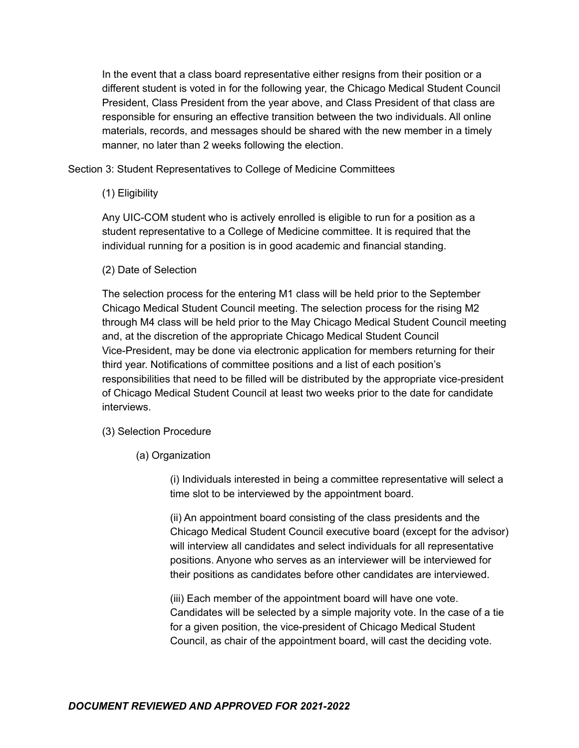In the event that a class board representative either resigns from their position or a different student is voted in for the following year, the Chicago Medical Student Council President, Class President from the year above, and Class President of that class are responsible for ensuring an effective transition between the two individuals. All online materials, records, and messages should be shared with the new member in a timely manner, no later than 2 weeks following the election.

Section 3: Student Representatives to College of Medicine Committees

(1) Eligibility

Any UIC-COM student who is actively enrolled is eligible to run for a position as a student representative to a College of Medicine committee. It is required that the individual running for a position is in good academic and financial standing.

(2) Date of Selection

The selection process for the entering M1 class will be held prior to the September Chicago Medical Student Council meeting. The selection process for the rising M2 through M4 class will be held prior to the May Chicago Medical Student Council meeting and, at the discretion of the appropriate Chicago Medical Student Council Vice-President, may be done via electronic application for members returning for their third year. Notifications of committee positions and a list of each position's responsibilities that need to be filled will be distributed by the appropriate vice-president of Chicago Medical Student Council at least two weeks prior to the date for candidate interviews.

(3) Selection Procedure

(a) Organization

(i) Individuals interested in being a committee representative will select a time slot to be interviewed by the appointment board.

(ii) An appointment board consisting of the class presidents and the Chicago Medical Student Council executive board (except for the advisor) will interview all candidates and select individuals for all representative positions. Anyone who serves as an interviewer will be interviewed for their positions as candidates before other candidates are interviewed.

(iii) Each member of the appointment board will have one vote. Candidates will be selected by a simple majority vote. In the case of a tie for a given position, the vice-president of Chicago Medical Student Council, as chair of the appointment board, will cast the deciding vote.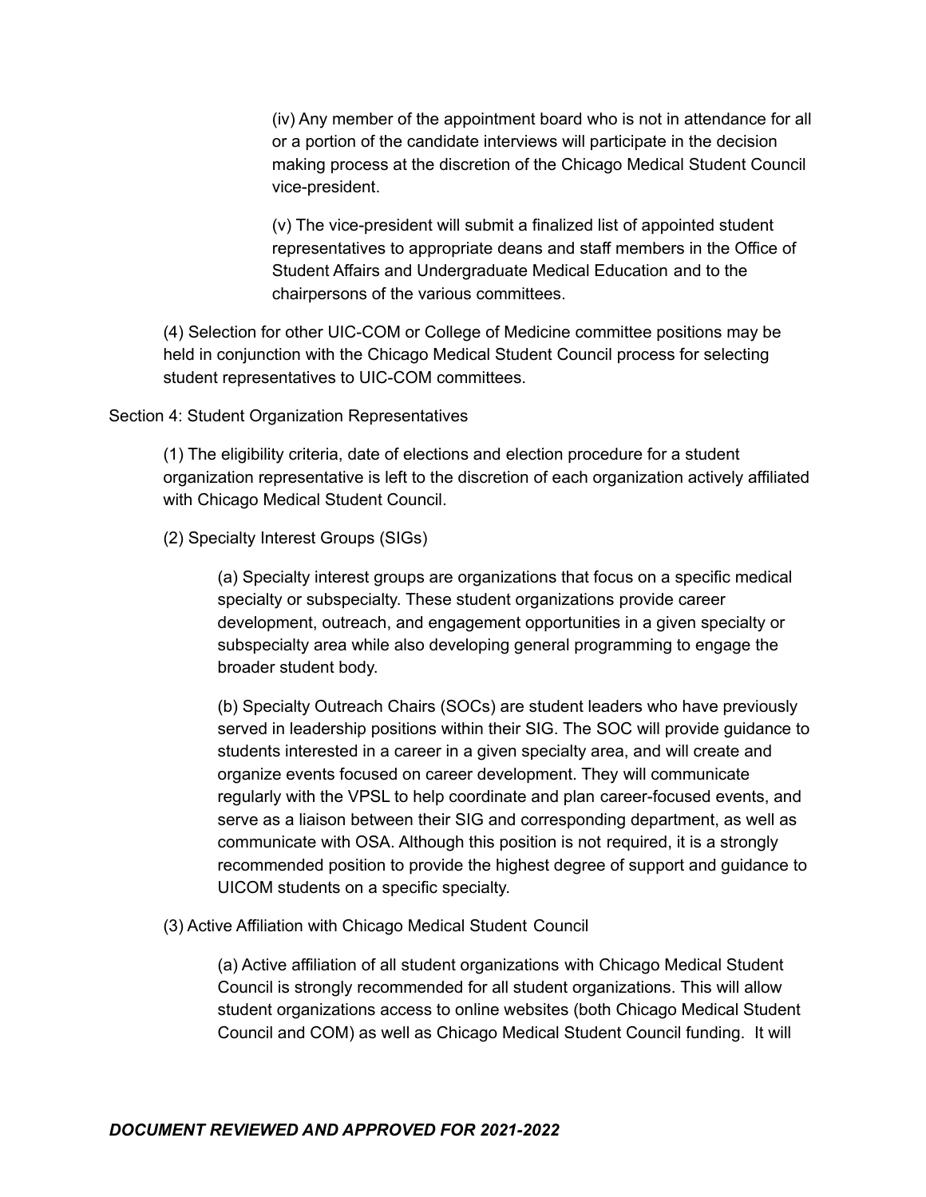(iv) Any member of the appointment board who is not in attendance for all or a portion of the candidate interviews will participate in the decision making process at the discretion of the Chicago Medical Student Council vice-president.

(v) The vice-president will submit a finalized list of appointed student representatives to appropriate deans and staff members in the Office of Student Affairs and Undergraduate Medical Education and to the chairpersons of the various committees.

(4) Selection for other UIC-COM or College of Medicine committee positions may be held in conjunction with the Chicago Medical Student Council process for selecting student representatives to UIC-COM committees.

Section 4: Student Organization Representatives

(1) The eligibility criteria, date of elections and election procedure for a student organization representative is left to the discretion of each organization actively affiliated with Chicago Medical Student Council.

(2) Specialty Interest Groups (SIGs)

(a) Specialty interest groups are organizations that focus on a specific medical specialty or subspecialty. These student organizations provide career development, outreach, and engagement opportunities in a given specialty or subspecialty area while also developing general programming to engage the broader student body.

(b) Specialty Outreach Chairs (SOCs) are student leaders who have previously served in leadership positions within their SIG. The SOC will provide guidance to students interested in a career in a given specialty area, and will create and organize events focused on career development. They will communicate regularly with the VPSL to help coordinate and plan career-focused events, and serve as a liaison between their SIG and corresponding department, as well as communicate with OSA. Although this position is not required, it is a strongly recommended position to provide the highest degree of support and guidance to UICOM students on a specific specialty.

(3) Active Affiliation with Chicago Medical Student Council

(a) Active affiliation of all student organizations with Chicago Medical Student Council is strongly recommended for all student organizations. This will allow student organizations access to online websites (both Chicago Medical Student Council and COM) as well as Chicago Medical Student Council funding. It will

***DOCUMENT REVIEWED AND APPROVED FOR 2021-2022***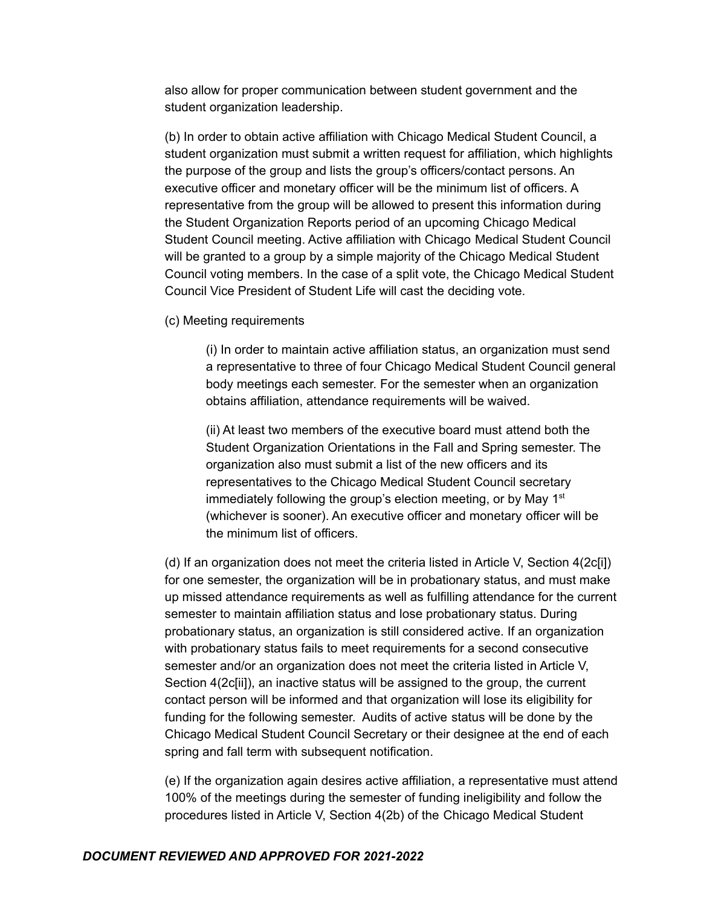also allow for proper communication between student government and the student organization leadership.

(b) In order to obtain active affiliation with Chicago Medical Student Council, a student organization must submit a written request for affiliation, which highlights the purpose of the group and lists the group's officers/contact persons. An executive officer and monetary officer will be the minimum list of officers. A representative from the group will be allowed to present this information during the Student Organization Reports period of an upcoming Chicago Medical Student Council meeting. Active affiliation with Chicago Medical Student Council will be granted to a group by a simple majority of the Chicago Medical Student Council voting members. In the case of a split vote, the Chicago Medical Student Council Vice President of Student Life will cast the deciding vote.

(c) Meeting requirements

(i) In order to maintain active affiliation status, an organization must send a representative to three of four Chicago Medical Student Council general body meetings each semester. For the semester when an organization obtains affiliation, attendance requirements will be waived.

(ii) At least two members of the executive board must attend both the Student Organization Orientations in the Fall and Spring semester. The organization also must submit a list of the new officers and its representatives to the Chicago Medical Student Council secretary immediately following the group's election meeting, or by May 1st (whichever is sooner). An executive officer and monetary officer will be the minimum list of officers.

(d) If an organization does not meet the criteria listed in Article V, Section 4(2c[i]) for one semester, the organization will be in probationary status, and must make up missed attendance requirements as well as fulfilling attendance for the current semester to maintain affiliation status and lose probationary status. During probationary status, an organization is still considered active. If an organization with probationary status fails to meet requirements for a second consecutive semester and/or an organization does not meet the criteria listed in Article V, Section 4(2c[ii]), an inactive status will be assigned to the group, the current contact person will be informed and that organization will lose its eligibility for funding for the following semester. Audits of active status will be done by the Chicago Medical Student Council Secretary or their designee at the end of each spring and fall term with subsequent notification.

(e) If the organization again desires active affiliation, a representative must attend 100% of the meetings during the semester of funding ineligibility and follow the procedures listed in Article V, Section 4(2b) of the Chicago Medical Student

***DOCUMENT REVIEWED AND APPROVED FOR 2021-2022***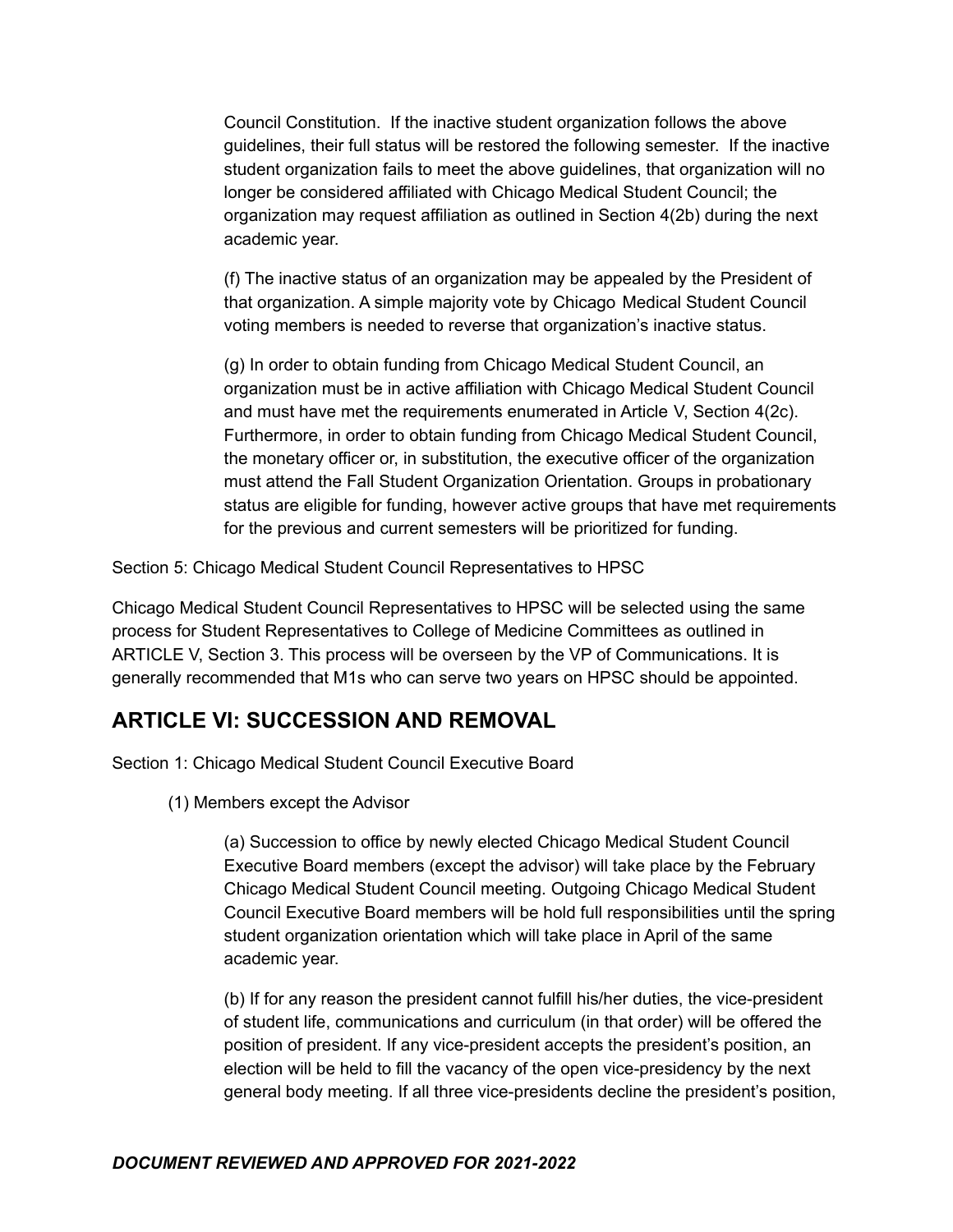Council Constitution. If the inactive student organization follows the above guidelines, their full status will be restored the following semester. If the inactive student organization fails to meet the above guidelines, that organization will no longer be considered affiliated with Chicago Medical Student Council; the organization may request affiliation as outlined in Section 4(2b) during the next academic year.

(f) The inactive status of an organization may be appealed by the President of that organization. A simple majority vote by Chicago Medical Student Council voting members is needed to reverse that organization's inactive status.

(g) In order to obtain funding from Chicago Medical Student Council, an organization must be in active affiliation with Chicago Medical Student Council and must have met the requirements enumerated in Article V, Section 4(2c). Furthermore, in order to obtain funding from Chicago Medical Student Council, the monetary officer or, in substitution, the executive officer of the organization must attend the Fall Student Organization Orientation. Groups in probationary status are eligible for funding, however active groups that have met requirements for the previous and current semesters will be prioritized for funding.

Section 5: Chicago Medical Student Council Representatives to HPSC

Chicago Medical Student Council Representatives to HPSC will be selected using the same process for Student Representatives to College of Medicine Committees as outlined in ARTICLE V, Section 3. This process will be overseen by the VP of Communications. It is generally recommended that M1s who can serve two years on HPSC should be appointed.

## ARTICLE VI: SUCCESSION AND REMOVAL

Section 1: Chicago Medical Student Council Executive Board

(1) Members except the Advisor

(a) Succession to office by newly elected Chicago Medical Student Council Executive Board members (except the advisor) will take place by the February Chicago Medical Student Council meeting. Outgoing Chicago Medical Student Council Executive Board members will be hold full responsibilities until the spring student organization orientation which will take place in April of the same academic year.

(b) If for any reason the president cannot fulfill his/her duties, the vice-president of student life, communications and curriculum (in that order) will be offered the position of president. If any vice-president accepts the president's position, an election will be held to fill the vacancy of the open vice-presidency by the next general body meeting. If all three vice-presidents decline the president's position,

***DOCUMENT REVIEWED AND APPROVED FOR 2021-2022***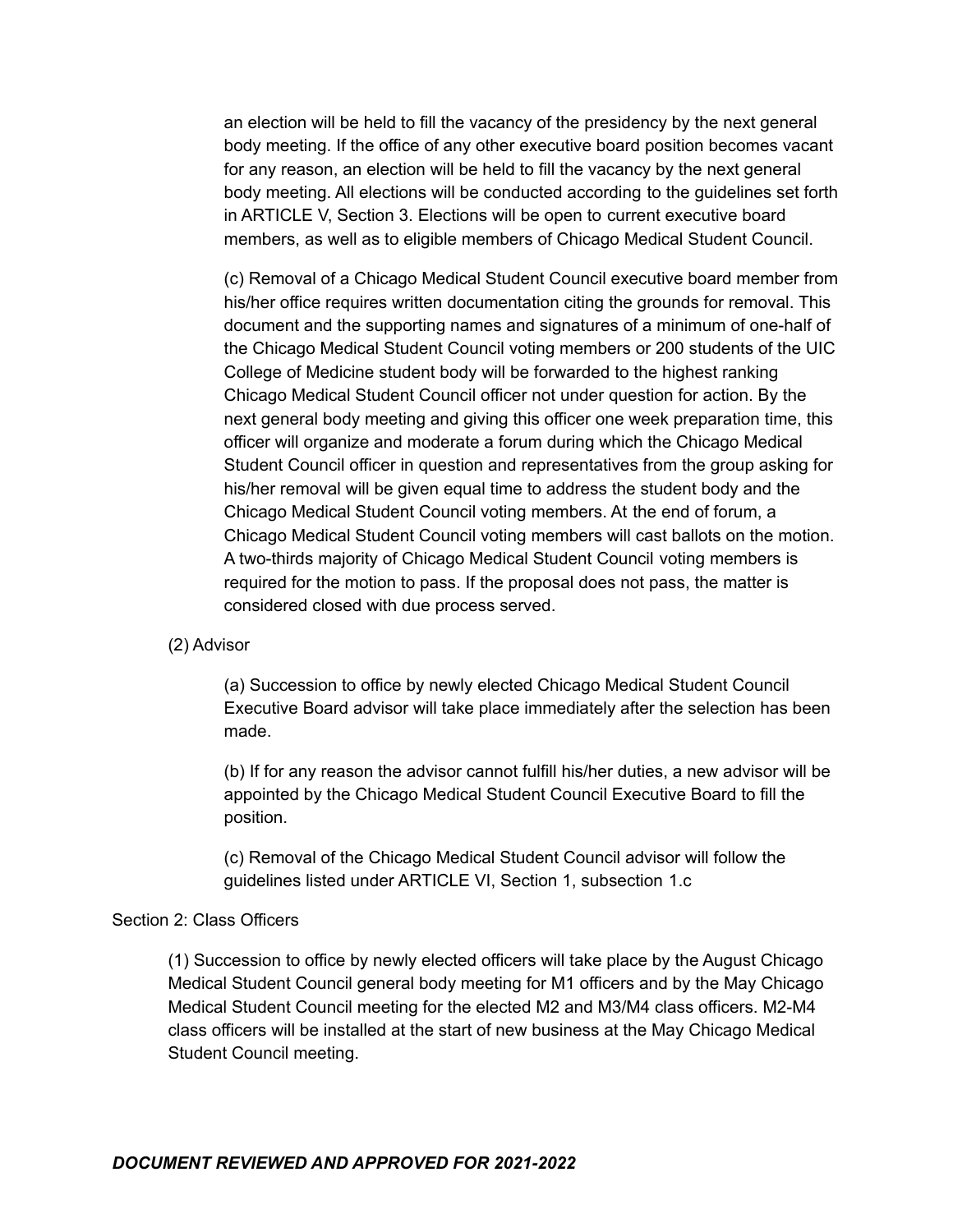an election will be held to fill the vacancy of the presidency by the next general body meeting. If the office of any other executive board position becomes vacant for any reason, an election will be held to fill the vacancy by the next general body meeting. All elections will be conducted according to the guidelines set forth in ARTICLE V, Section 3. Elections will be open to current executive board members, as well as to eligible members of Chicago Medical Student Council.

(c) Removal of a Chicago Medical Student Council executive board member from his/her office requires written documentation citing the grounds for removal. This document and the supporting names and signatures of a minimum of one-half of the Chicago Medical Student Council voting members or 200 students of the UIC College of Medicine student body will be forwarded to the highest ranking Chicago Medical Student Council officer not under question for action. By the next general body meeting and giving this officer one week preparation time, this officer will organize and moderate a forum during which the Chicago Medical Student Council officer in question and representatives from the group asking for his/her removal will be given equal time to address the student body and the Chicago Medical Student Council voting members. At the end of forum, a Chicago Medical Student Council voting members will cast ballots on the motion. A two-thirds majority of Chicago Medical Student Council voting members is required for the motion to pass. If the proposal does not pass, the matter is considered closed with due process served.

(2) Advisor

(a) Succession to office by newly elected Chicago Medical Student Council Executive Board advisor will take place immediately after the selection has been made.

(b) If for any reason the advisor cannot fulfill his/her duties, a new advisor will be appointed by the Chicago Medical Student Council Executive Board to fill the position.

(c) Removal of the Chicago Medical Student Council advisor will follow the guidelines listed under ARTICLE VI, Section 1, subsection 1.c

Section 2: Class Officers

(1) Succession to office by newly elected officers will take place by the August Chicago Medical Student Council general body meeting for M1 officers and by the May Chicago Medical Student Council meeting for the elected M2 and M3/M4 class officers. M2-M4 class officers will be installed at the start of new business at the May Chicago Medical Student Council meeting.

***DOCUMENT REVIEWED AND APPROVED FOR 2021-2022***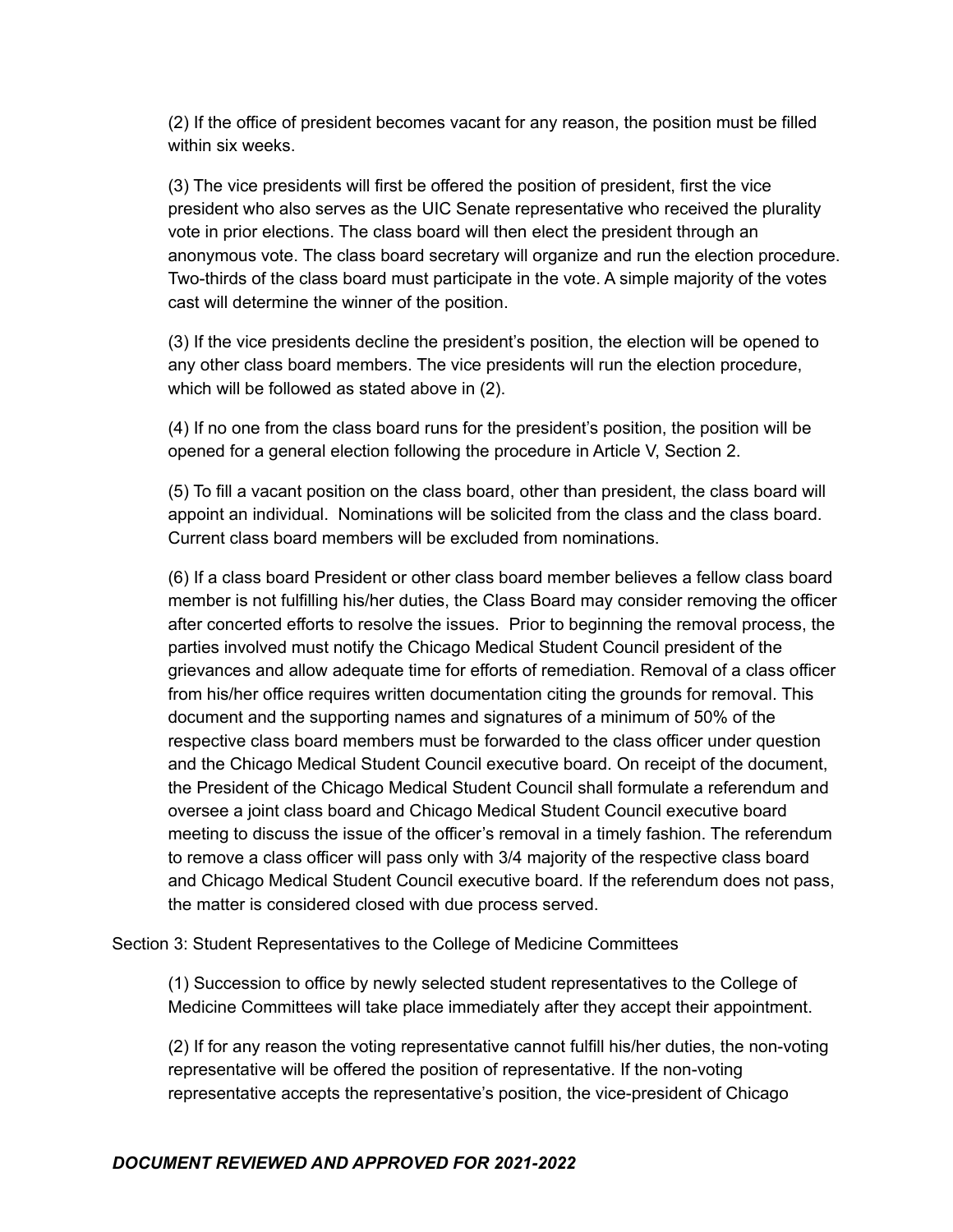(2) If the office of president becomes vacant for any reason, the position must be filled within six weeks.

(3) The vice presidents will first be offered the position of president, first the vice president who also serves as the UIC Senate representative who received the plurality vote in prior elections. The class board will then elect the president through an anonymous vote. The class board secretary will organize and run the election procedure. Two-thirds of the class board must participate in the vote. A simple majority of the votes cast will determine the winner of the position.

(3) If the vice presidents decline the president's position, the election will be opened to any other class board members. The vice presidents will run the election procedure, which will be followed as stated above in (2).

(4) If no one from the class board runs for the president's position, the position will be opened for a general election following the procedure in Article V, Section 2.

(5) To fill a vacant position on the class board, other than president, the class board will appoint an individual. Nominations will be solicited from the class and the class board. Current class board members will be excluded from nominations.

(6) If a class board President or other class board member believes a fellow class board member is not fulfilling his/her duties, the Class Board may consider removing the officer after concerted efforts to resolve the issues. Prior to beginning the removal process, the parties involved must notify the Chicago Medical Student Council president of the grievances and allow adequate time for efforts of remediation. Removal of a class officer from his/her office requires written documentation citing the grounds for removal. This document and the supporting names and signatures of a minimum of 50% of the respective class board members must be forwarded to the class officer under question and the Chicago Medical Student Council executive board. On receipt of the document, the President of the Chicago Medical Student Council shall formulate a referendum and oversee a joint class board and Chicago Medical Student Council executive board meeting to discuss the issue of the officer's removal in a timely fashion. The referendum to remove a class officer will pass only with 3/4 majority of the respective class board and Chicago Medical Student Council executive board. If the referendum does not pass, the matter is considered closed with due process served.

Section 3: Student Representatives to the College of Medicine Committees

(1) Succession to office by newly selected student representatives to the College of Medicine Committees will take place immediately after they accept their appointment.

(2) If for any reason the voting representative cannot fulfill his/her duties, the non-voting representative will be offered the position of representative. If the non-voting representative accepts the representative's position, the vice-president of Chicago

***DOCUMENT REVIEWED AND APPROVED FOR 2021-2022***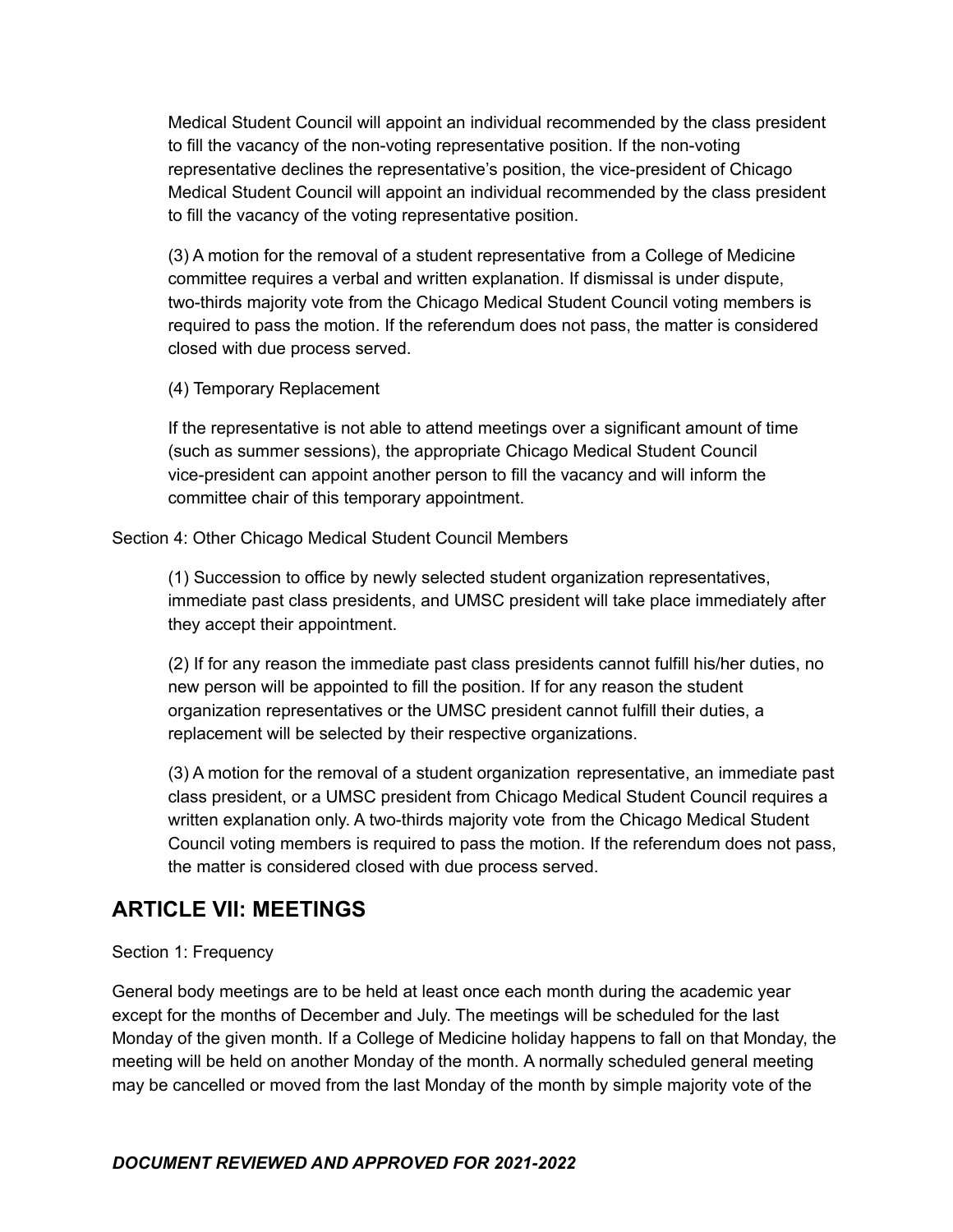Medical Student Council will appoint an individual recommended by the class president to fill the vacancy of the non-voting representative position. If the non-voting representative declines the representative's position, the vice-president of Chicago Medical Student Council will appoint an individual recommended by the class president to fill the vacancy of the voting representative position.

(3) A motion for the removal of a student representative from a College of Medicine committee requires a verbal and written explanation. If dismissal is under dispute, two-thirds majority vote from the Chicago Medical Student Council voting members is required to pass the motion. If the referendum does not pass, the matter is considered closed with due process served.

(4) Temporary Replacement

If the representative is not able to attend meetings over a significant amount of time (such as summer sessions), the appropriate Chicago Medical Student Council vice-president can appoint another person to fill the vacancy and will inform the committee chair of this temporary appointment.

Section 4: Other Chicago Medical Student Council Members

(1) Succession to office by newly selected student organization representatives, immediate past class presidents, and UMSC president will take place immediately after they accept their appointment.

(2) If for any reason the immediate past class presidents cannot fulfill his/her duties, no new person will be appointed to fill the position. If for any reason the student organization representatives or the UMSC president cannot fulfill their duties, a replacement will be selected by their respective organizations.

(3) A motion for the removal of a student organization representative, an immediate past class president, or a UMSC president from Chicago Medical Student Council requires a written explanation only. A two-thirds majority vote from the Chicago Medical Student Council voting members is required to pass the motion. If the referendum does not pass, the matter is considered closed with due process served.

## ARTICLE VII: MEETINGS

Section 1: Frequency

General body meetings are to be held at least once each month during the academic year except for the months of December and July. The meetings will be scheduled for the last Monday of the given month. If a College of Medicine holiday happens to fall on that Monday, the meeting will be held on another Monday of the month. A normally scheduled general meeting may be cancelled or moved from the last Monday of the month by simple majority vote of the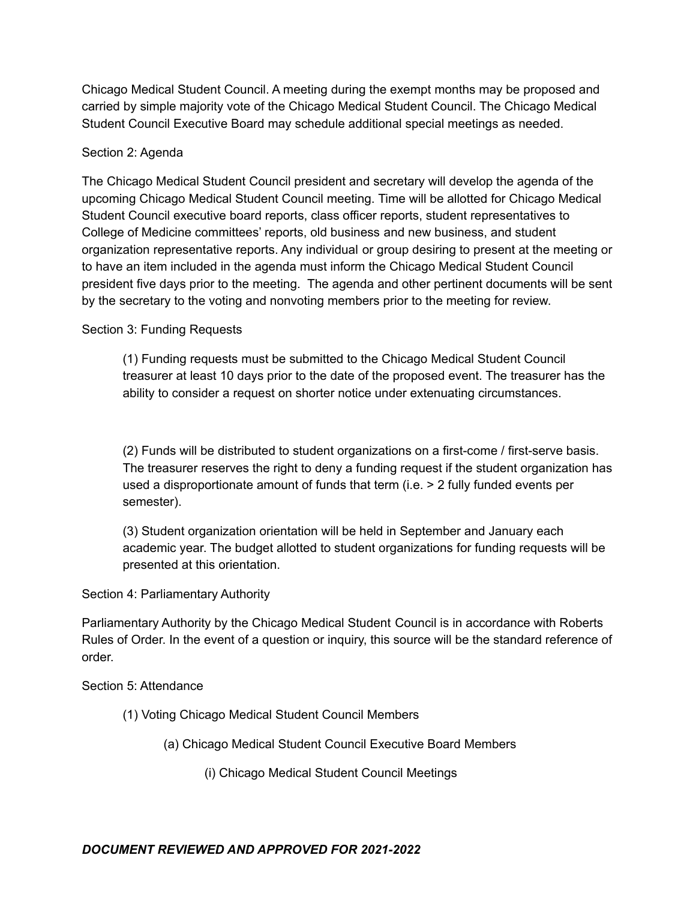Chicago Medical Student Council. A meeting during the exempt months may be proposed and carried by simple majority vote of the Chicago Medical Student Council. The Chicago Medical Student Council Executive Board may schedule additional special meetings as needed.

Section 2: Agenda

The Chicago Medical Student Council president and secretary will develop the agenda of the upcoming Chicago Medical Student Council meeting. Time will be allotted for Chicago Medical Student Council executive board reports, class officer reports, student representatives to College of Medicine committees' reports, old business and new business, and student organization representative reports. Any individual or group desiring to present at the meeting or to have an item included in the agenda must inform the Chicago Medical Student Council president five days prior to the meeting. The agenda and other pertinent documents will be sent by the secretary to the voting and nonvoting members prior to the meeting for review.

Section 3: Funding Requests

(1) Funding requests must be submitted to the Chicago Medical Student Council treasurer at least 10 days prior to the date of the proposed event. The treasurer has the ability to consider a request on shorter notice under extenuating circumstances.

(2) Funds will be distributed to student organizations on a first-come / first-serve basis. The treasurer reserves the right to deny a funding request if the student organization has used a disproportionate amount of funds that term (i.e. > 2 fully funded events per semester).

(3) Student organization orientation will be held in September and January each academic year. The budget allotted to student organizations for funding requests will be presented at this orientation.

Section 4: Parliamentary Authority

Parliamentary Authority by the Chicago Medical Student Council is in accordance with Roberts Rules of Order. In the event of a question or inquiry, this source will be the standard reference of order.

Section 5: Attendance

(1) Voting Chicago Medical Student Council Members

(a) Chicago Medical Student Council Executive Board Members

(i) Chicago Medical Student Council Meetings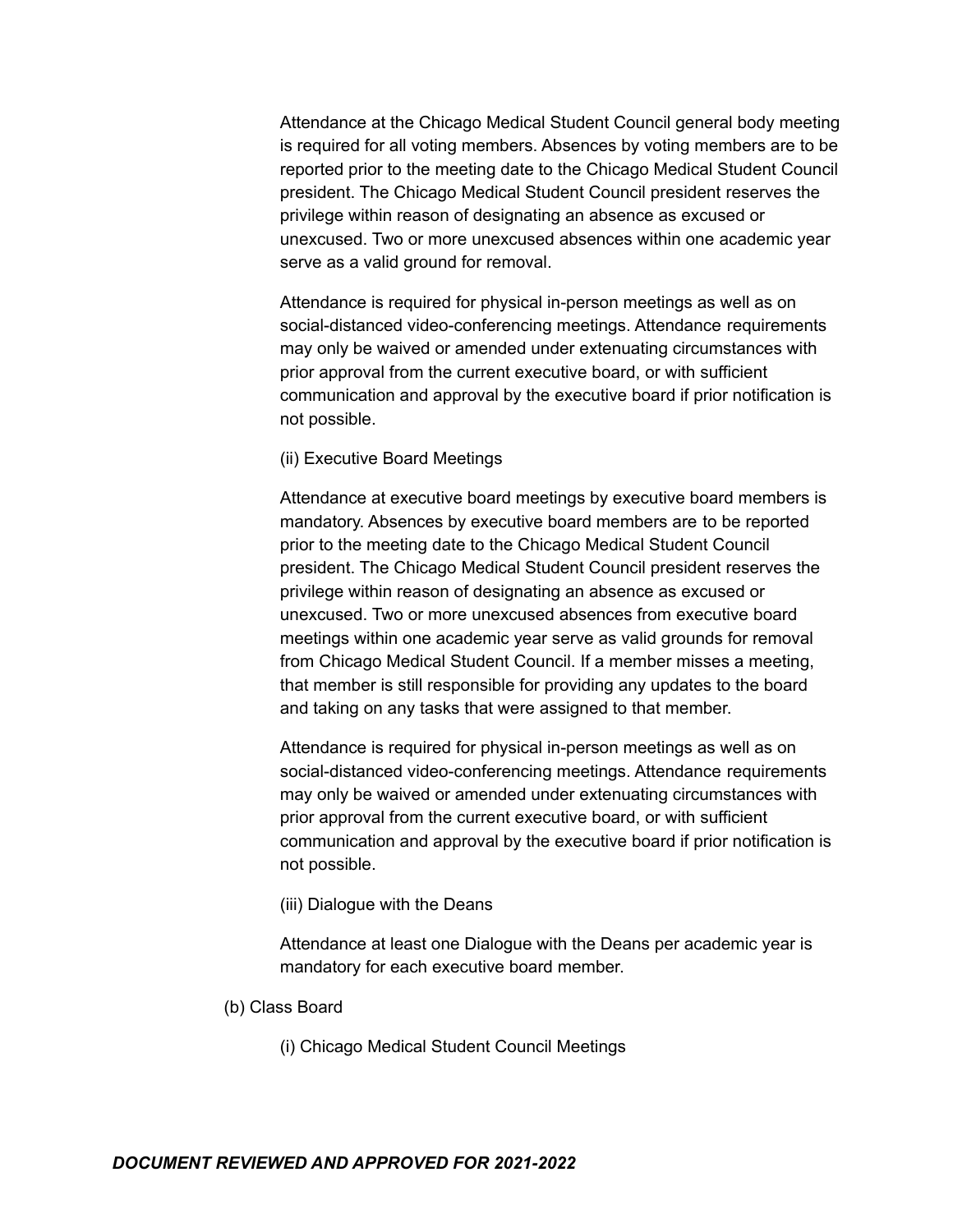Attendance at the Chicago Medical Student Council general body meeting is required for all voting members. Absences by voting members are to be reported prior to the meeting date to the Chicago Medical Student Council president. The Chicago Medical Student Council president reserves the privilege within reason of designating an absence as excused or unexcused. Two or more unexcused absences within one academic year serve as a valid ground for removal.

Attendance is required for physical in-person meetings as well as on social-distanced video-conferencing meetings. Attendance requirements may only be waived or amended under extenuating circumstances with prior approval from the current executive board, or with sufficient communication and approval by the executive board if prior notification is not possible.

(ii) Executive Board Meetings

Attendance at executive board meetings by executive board members is mandatory. Absences by executive board members are to be reported prior to the meeting date to the Chicago Medical Student Council president. The Chicago Medical Student Council president reserves the privilege within reason of designating an absence as excused or unexcused. Two or more unexcused absences from executive board meetings within one academic year serve as valid grounds for removal from Chicago Medical Student Council. If a member misses a meeting, that member is still responsible for providing any updates to the board and taking on any tasks that were assigned to that member.

Attendance is required for physical in-person meetings as well as on social-distanced video-conferencing meetings. Attendance requirements may only be waived or amended under extenuating circumstances with prior approval from the current executive board, or with sufficient communication and approval by the executive board if prior notification is not possible.

(iii) Dialogue with the Deans

Attendance at least one Dialogue with the Deans per academic year is mandatory for each executive board member.

(b) Class Board

(i) Chicago Medical Student Council Meetings

***DOCUMENT REVIEWED AND APPROVED FOR 2021-2022***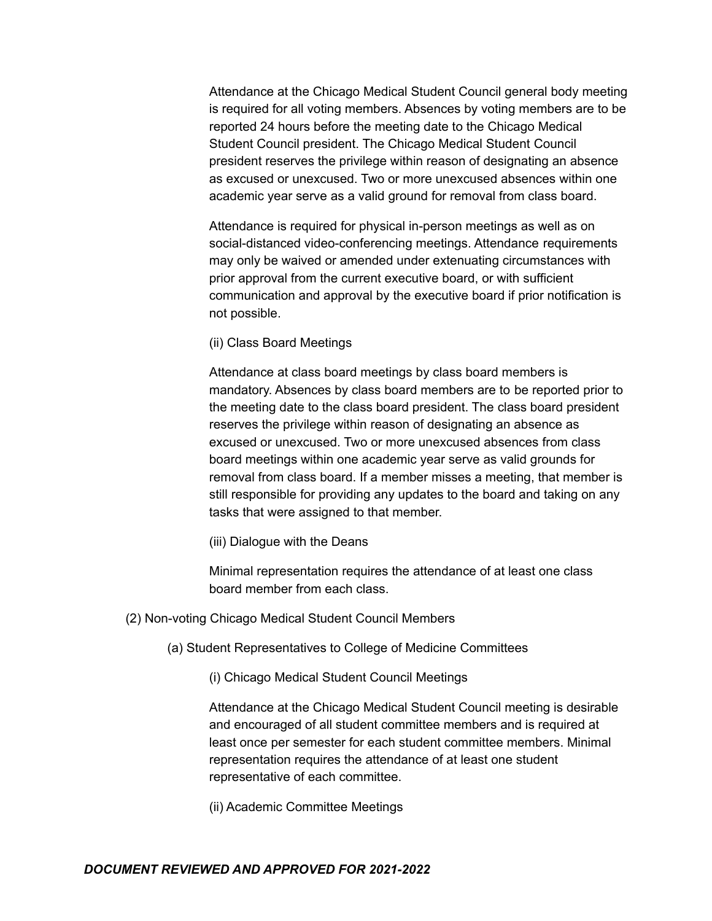Attendance at the Chicago Medical Student Council general body meeting is required for all voting members. Absences by voting members are to be reported 24 hours before the meeting date to the Chicago Medical Student Council president. The Chicago Medical Student Council president reserves the privilege within reason of designating an absence as excused or unexcused. Two or more unexcused absences within one academic year serve as a valid ground for removal from class board.

Attendance is required for physical in-person meetings as well as on social-distanced video-conferencing meetings. Attendance requirements may only be waived or amended under extenuating circumstances with prior approval from the current executive board, or with sufficient communication and approval by the executive board if prior notification is not possible.

(ii) Class Board Meetings

Attendance at class board meetings by class board members is mandatory. Absences by class board members are to be reported prior to the meeting date to the class board president. The class board president reserves the privilege within reason of designating an absence as excused or unexcused. Two or more unexcused absences from class board meetings within one academic year serve as valid grounds for removal from class board. If a member misses a meeting, that member is still responsible for providing any updates to the board and taking on any tasks that were assigned to that member.

(iii) Dialogue with the Deans

Minimal representation requires the attendance of at least one class board member from each class.

(2) Non-voting Chicago Medical Student Council Members

(a) Student Representatives to College of Medicine Committees

(i) Chicago Medical Student Council Meetings

Attendance at the Chicago Medical Student Council meeting is desirable and encouraged of all student committee members and is required at least once per semester for each student committee members. Minimal representation requires the attendance of at least one student representative of each committee.

(ii) Academic Committee Meetings

***DOCUMENT REVIEWED AND APPROVED FOR 2021-2022***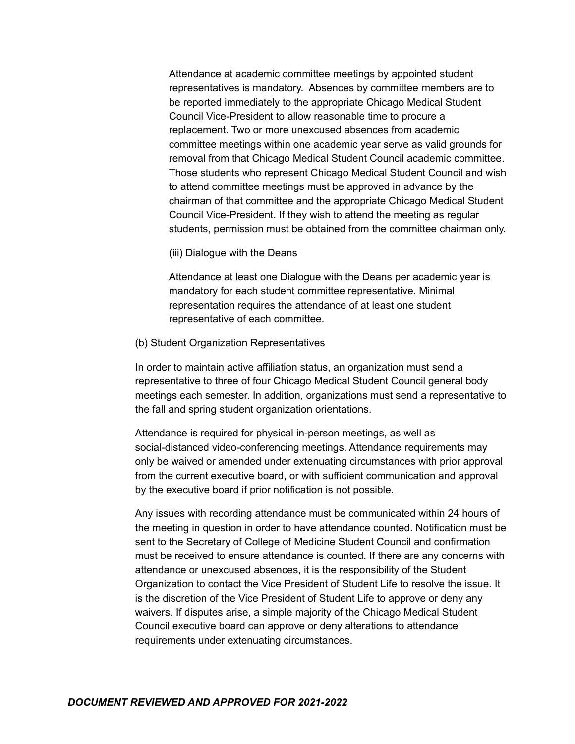Attendance at academic committee meetings by appointed student representatives is mandatory. Absences by committee members are to be reported immediately to the appropriate Chicago Medical Student Council Vice-President to allow reasonable time to procure a replacement. Two or more unexcused absences from academic committee meetings within one academic year serve as valid grounds for removal from that Chicago Medical Student Council academic committee. Those students who represent Chicago Medical Student Council and wish to attend committee meetings must be approved in advance by the chairman of that committee and the appropriate Chicago Medical Student Council Vice-President. If they wish to attend the meeting as regular students, permission must be obtained from the committee chairman only.

(iii) Dialogue with the Deans

Attendance at least one Dialogue with the Deans per academic year is mandatory for each student committee representative. Minimal representation requires the attendance of at least one student representative of each committee.

(b) Student Organization Representatives

In order to maintain active affiliation status, an organization must send a representative to three of four Chicago Medical Student Council general body meetings each semester. In addition, organizations must send a representative to the fall and spring student organization orientations.

Attendance is required for physical in-person meetings, as well as social-distanced video-conferencing meetings. Attendance requirements may only be waived or amended under extenuating circumstances with prior approval from the current executive board, or with sufficient communication and approval by the executive board if prior notification is not possible.

Any issues with recording attendance must be communicated within 24 hours of the meeting in question in order to have attendance counted. Notification must be sent to the Secretary of College of Medicine Student Council and confirmation must be received to ensure attendance is counted. If there are any concerns with attendance or unexcused absences, it is the responsibility of the Student Organization to contact the Vice President of Student Life to resolve the issue. It is the discretion of the Vice President of Student Life to approve or deny any waivers. If disputes arise, a simple majority of the Chicago Medical Student Council executive board can approve or deny alterations to attendance requirements under extenuating circumstances.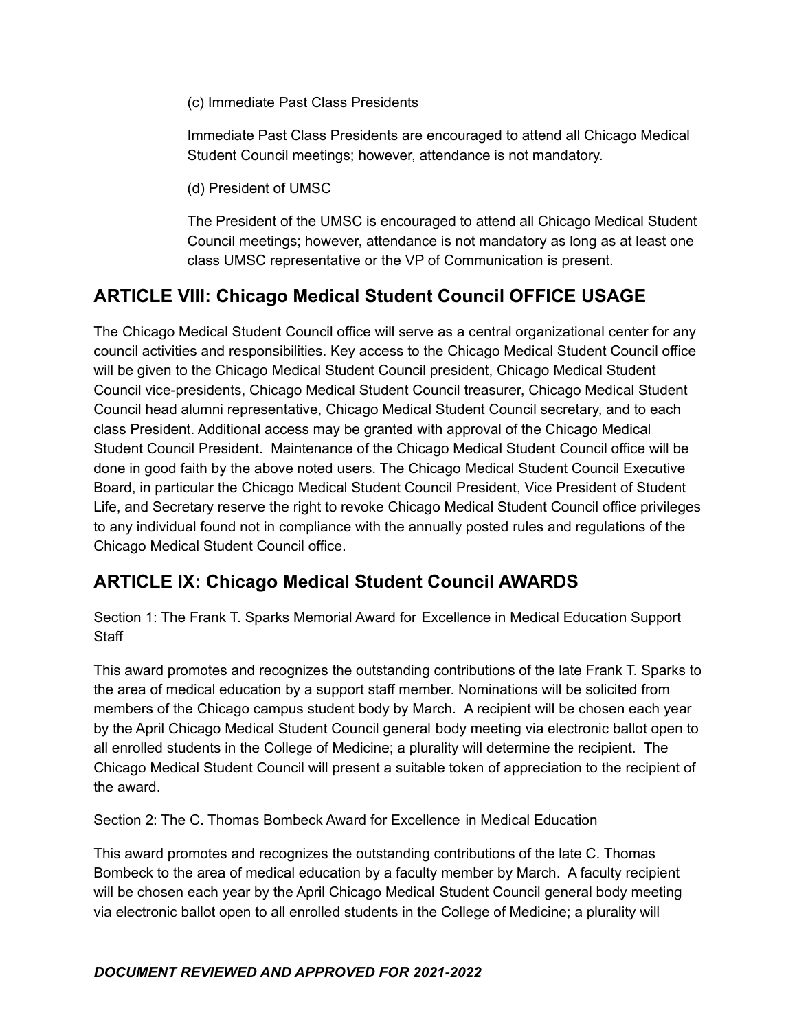(c) Immediate Past Class Presidents

Immediate Past Class Presidents are encouraged to attend all Chicago Medical Student Council meetings; however, attendance is not mandatory.

(d) President of UMSC

The President of the UMSC is encouraged to attend all Chicago Medical Student Council meetings; however, attendance is not mandatory as long as at least one class UMSC representative or the VP of Communication is present.

## ARTICLE VIII: Chicago Medical Student Council OFFICE USAGE

The Chicago Medical Student Council office will serve as a central organizational center for any council activities and responsibilities. Key access to the Chicago Medical Student Council office will be given to the Chicago Medical Student Council president, Chicago Medical Student Council vice-presidents, Chicago Medical Student Council treasurer, Chicago Medical Student Council head alumni representative, Chicago Medical Student Council secretary, and to each class President. Additional access may be granted with approval of the Chicago Medical Student Council President. Maintenance of the Chicago Medical Student Council office will be done in good faith by the above noted users. The Chicago Medical Student Council Executive Board, in particular the Chicago Medical Student Council President, Vice President of Student Life, and Secretary reserve the right to revoke Chicago Medical Student Council office privileges to any individual found not in compliance with the annually posted rules and regulations of the Chicago Medical Student Council office.

## ARTICLE IX: Chicago Medical Student Council AWARDS

Section 1: The Frank T. Sparks Memorial Award for Excellence in Medical Education Support Staff

This award promotes and recognizes the outstanding contributions of the late Frank T. Sparks to the area of medical education by a support staff member. Nominations will be solicited from members of the Chicago campus student body by March. A recipient will be chosen each year by the April Chicago Medical Student Council general body meeting via electronic ballot open to all enrolled students in the College of Medicine; a plurality will determine the recipient. The Chicago Medical Student Council will present a suitable token of appreciation to the recipient of the award.

Section 2: The C. Thomas Bombeck Award for Excellence in Medical Education

This award promotes and recognizes the outstanding contributions of the late C. Thomas Bombeck to the area of medical education by a faculty member by March. A faculty recipient will be chosen each year by the April Chicago Medical Student Council general body meeting via electronic ballot open to all enrolled students in the College of Medicine; a plurality will

***DOCUMENT REVIEWED AND APPROVED FOR 2021-2022***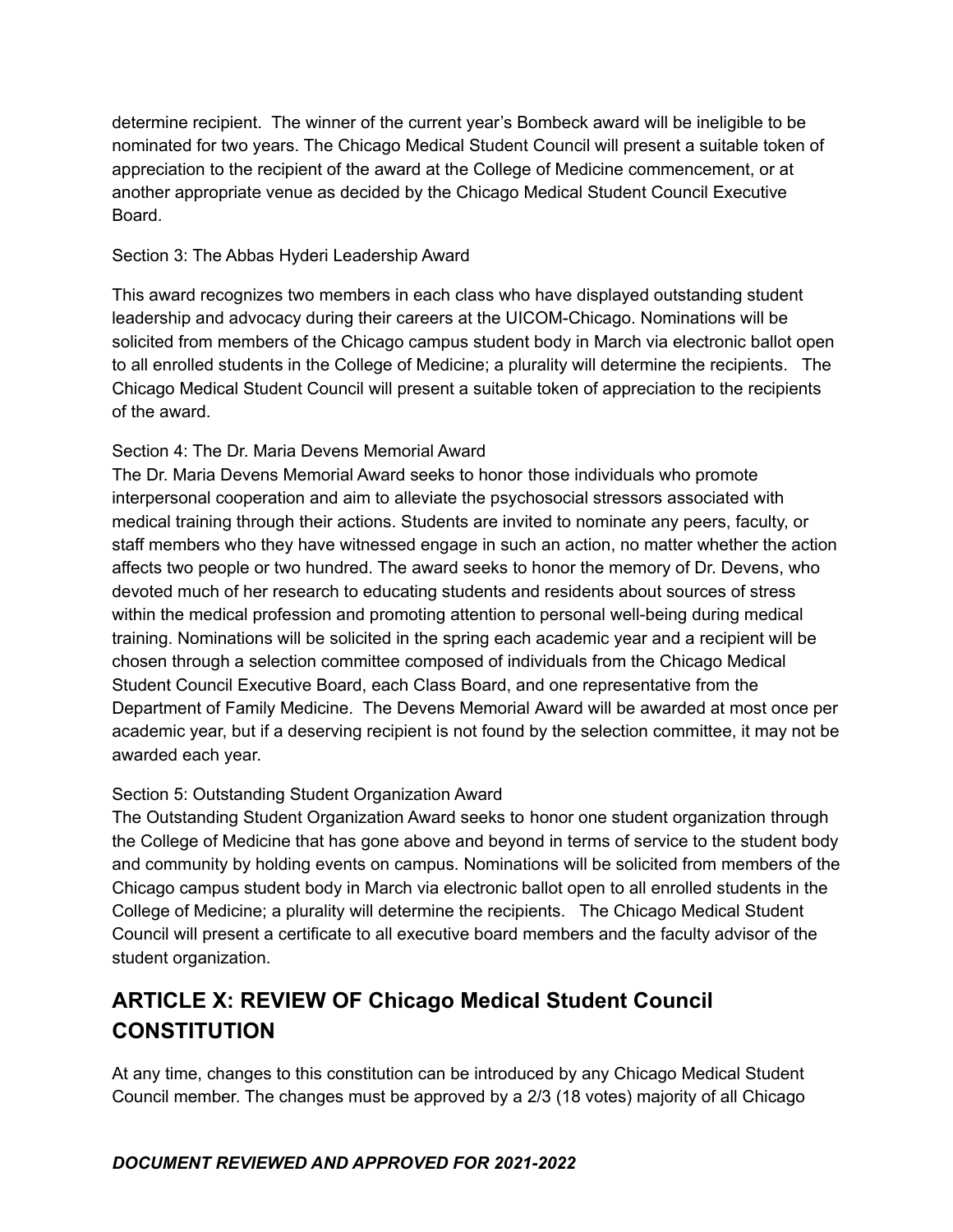determine recipient. The winner of the current year's Bombeck award will be ineligible to be nominated for two years. The Chicago Medical Student Council will present a suitable token of appreciation to the recipient of the award at the College of Medicine commencement, or at another appropriate venue as decided by the Chicago Medical Student Council Executive Board.

Section 3: The Abbas Hyderi Leadership Award

This award recognizes two members in each class who have displayed outstanding student leadership and advocacy during their careers at the UICOM-Chicago. Nominations will be solicited from members of the Chicago campus student body in March via electronic ballot open to all enrolled students in the College of Medicine; a plurality will determine the recipients. The Chicago Medical Student Council will present a suitable token of appreciation to the recipients of the award.

Section 4: The Dr. Maria Devens Memorial Award

The Dr. Maria Devens Memorial Award seeks to honor those individuals who promote interpersonal cooperation and aim to alleviate the psychosocial stressors associated with medical training through their actions. Students are invited to nominate any peers, faculty, or staff members who they have witnessed engage in such an action, no matter whether the action affects two people or two hundred. The award seeks to honor the memory of Dr. Devens, who devoted much of her research to educating students and residents about sources of stress within the medical profession and promoting attention to personal well-being during medical training. Nominations will be solicited in the spring each academic year and a recipient will be chosen through a selection committee composed of individuals from the Chicago Medical Student Council Executive Board, each Class Board, and one representative from the Department of Family Medicine. The Devens Memorial Award will be awarded at most once per academic year, but if a deserving recipient is not found by the selection committee, it may not be awarded each year.

Section 5: Outstanding Student Organization Award

The Outstanding Student Organization Award seeks to honor one student organization through the College of Medicine that has gone above and beyond in terms of service to the student body and community by holding events on campus. Nominations will be solicited from members of the Chicago campus student body in March via electronic ballot open to all enrolled students in the College of Medicine; a plurality will determine the recipients. The Chicago Medical Student Council will present a certificate to all executive board members and the faculty advisor of the student organization.

## ARTICLE X: REVIEW OF Chicago Medical Student Council CONSTITUTION

At any time, changes to this constitution can be introduced by any Chicago Medical Student Council member. The changes must be approved by a 2/3 (18 votes) majority of all Chicago

***DOCUMENT REVIEWED AND APPROVED FOR 2021-2022***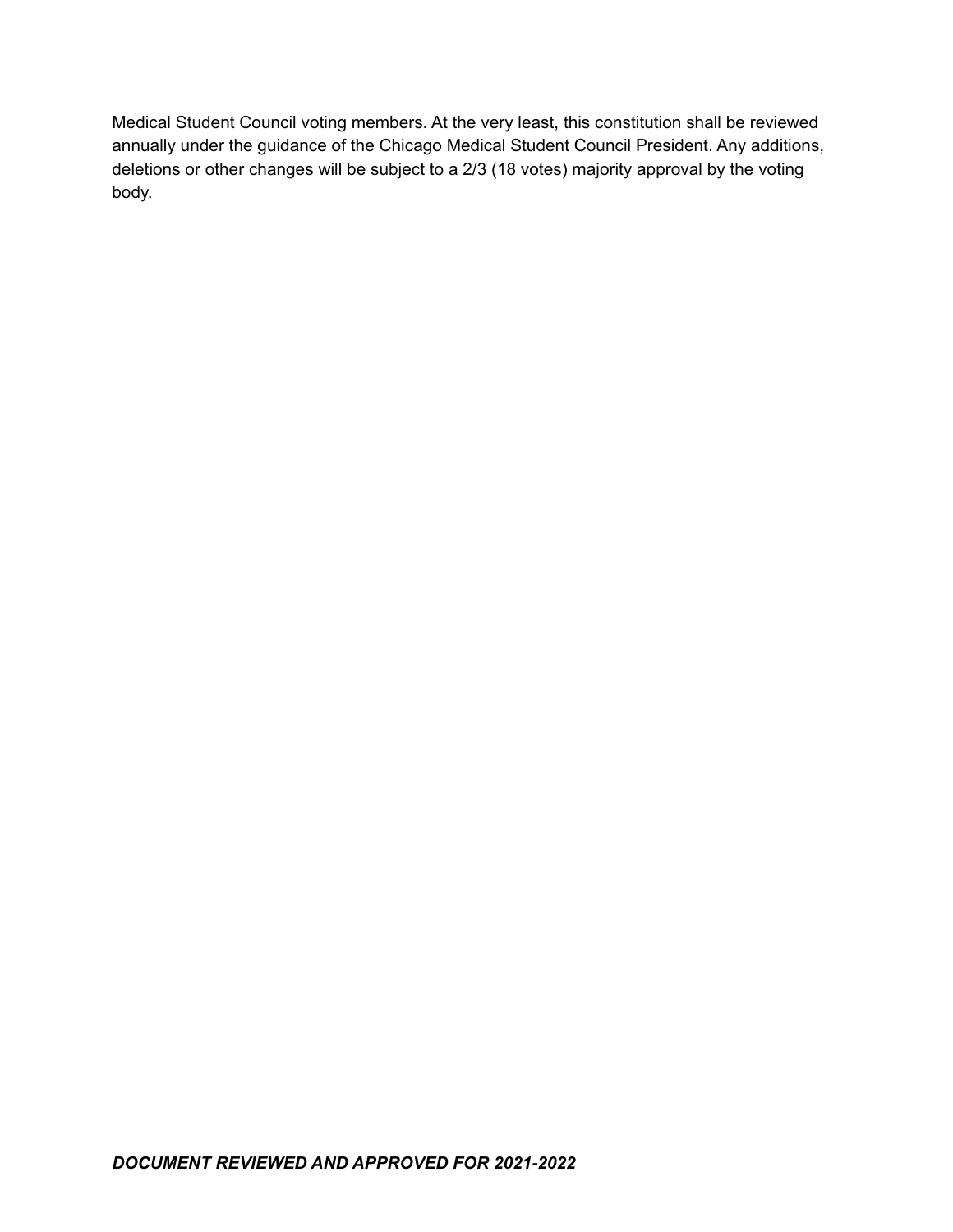Medical Student Council voting members. At the very least, this constitution shall be reviewed annually under the guidance of the Chicago Medical Student Council President. Any additions, deletions or other changes will be subject to a 2/3 (18 votes) majority approval by the voting body.

***DOCUMENT REVIEWED AND APPROVED FOR 2021-2022***